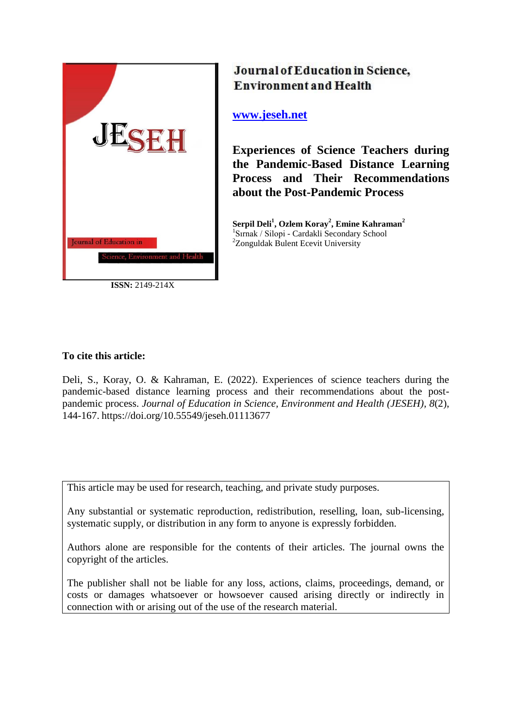JESEH

Journal of Education in Science, Environment and Health

ISSN: 2149-214X

**Journal of Education in Science, Environment and Health**

[www.jeseh.net](http://www.jeseh.net)

# Experiences of Science Teachers during the Pandemic-Based Distance Learning Process and Their Recommendations about the Post-Pandemic Process

**Serpil Deli[1], Ozlem Koray[2], Emine Kahraman[2]**

[1]Sırnak / Silopi - Cardakli Secondary School

[2]Zonguldak Bulent Ecevit University

**To cite this article:**

Deli, S., Koray, O. & Kahraman, E. (2022). Experiences of science teachers during the pandemic-based distance learning process and their recommendations about the post-pandemic process. *Journal of Education in Science, Environment and Health (JESEH), 8*(2), 144-167. https://doi.org/10.55549/jeseh.01113677

This article may be used for research, teaching, and private study purposes.

Any substantial or systematic reproduction, redistribution, reselling, loan, sub-licensing, systematic supply, or distribution in any form to anyone is expressly forbidden.

Authors alone are responsible for the contents of their articles. The journal owns the copyright of the articles.

The publisher shall not be liable for any loss, actions, claims, proceedings, demand, or costs or damages whatsoever or howsoever caused arising directly or indirectly in connection with or arising out of the use of the research material.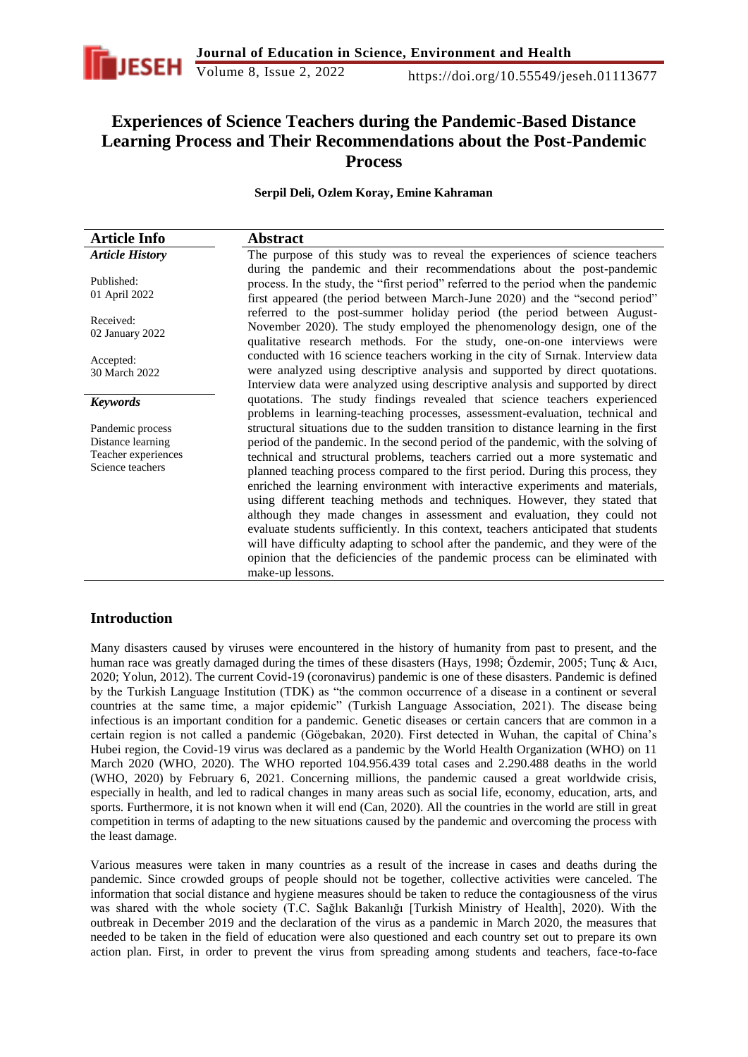# Experiences of Science Teachers during the Pandemic-Based Distance Learning Process and Their Recommendations about the Post-Pandemic Process

**Serpil Deli, Ozlem Koray, Emine Kahraman**

| Article Info | Abstract |
|---|---|
| ***Article History*** | The purpose of this study was to reveal the experiences of science teachers during the pandemic and their recommendations about the post-pandemic process. In the study, the "first period" referred to the period when the pandemic first appeared (the period between March-June 2020) and the "second period" referred to the post-summer holiday period (the period between August-November 2020). The study employed the phenomenology design, one of the qualitative research methods. For the study, one-on-one interviews were conducted with 16 science teachers working in the city of Sırnak. Interview data were analyzed using descriptive analysis and supported by direct quotations. Interview data were analyzed using descriptive analysis and supported by direct quotations. The study findings revealed that science teachers experienced problems in learning-teaching processes, assessment-evaluation, technical and structural situations due to the sudden transition to distance learning in the first period of the pandemic. In the second period of the pandemic, with the solving of technical and structural problems, teachers carried out a more systematic and planned teaching process compared to the first period. During this process, they enriched the learning environment with interactive experiments and materials, using different teaching methods and techniques. However, they stated that although they made changes in assessment and evaluation, they could not evaluate students sufficiently. In this context, teachers anticipated that students will have difficulty adapting to school after the pandemic, and they were of the opinion that the deficiencies of the pandemic process can be eliminated with make-up lessons. |
| Published: 01 April 2022 | |
| Received: 02 January 2022 | |
| Accepted: 30 March 2022 | |
| ***Keywords*** | |
| Pandemic process<br>Distance learning<br>Teacher experiences<br>Science teachers | |

## Introduction

Many disasters caused by viruses were encountered in the history of humanity from past to present, and the human race was greatly damaged during the times of these disasters (Hays, 1998; Özdemir, 2005; Tunç & Aıcı, 2020; Yolun, 2012). The current Covid-19 (coronavirus) pandemic is one of these disasters. Pandemic is defined by the Turkish Language Institution (TDK) as "the common occurrence of a disease in a continent or several countries at the same time, a major epidemic" (Turkish Language Association, 2021). The disease being infectious is an important condition for a pandemic. Genetic diseases or certain cancers that are common in a certain region is not called a pandemic (Gögebakan, 2020). First detected in Wuhan, the capital of China's Hubei region, the Covid-19 virus was declared as a pandemic by the World Health Organization (WHO) on 11 March 2020 (WHO, 2020). The WHO reported 104.956.439 total cases and 2.290.488 deaths in the world (WHO, 2020) by February 6, 2021. Concerning millions, the pandemic caused a great worldwide crisis, especially in health, and led to radical changes in many areas such as social life, economy, education, arts, and sports. Furthermore, it is not known when it will end (Can, 2020). All the countries in the world are still in great competition in terms of adapting to the new situations caused by the pandemic and overcoming the process with the least damage.

Various measures were taken in many countries as a result of the increase in cases and deaths during the pandemic. Since crowded groups of people should not be together, collective activities were canceled. The information that social distance and hygiene measures should be taken to reduce the contagiousness of the virus was shared with the whole society (T.C. Sağlık Bakanlığı [Turkish Ministry of Health], 2020). With the outbreak in December 2019 and the declaration of the virus as a pandemic in March 2020, the measures that needed to be taken in the field of education were also questioned and each country set out to prepare its own action plan. First, in order to prevent the virus from spreading among students and teachers, face-to-face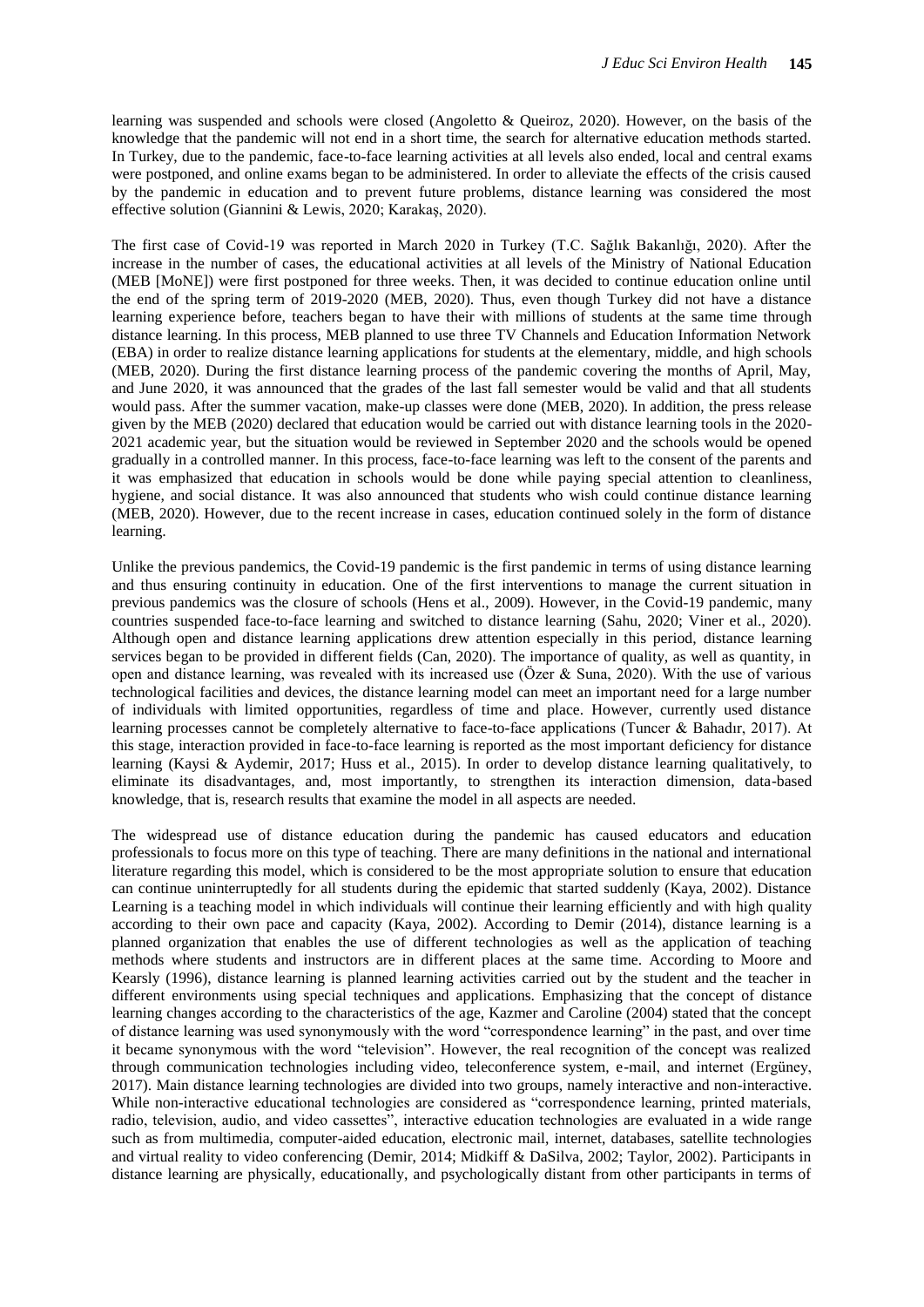learning was suspended and schools were closed (Angoletto & Queiroz, 2020). However, on the basis of the knowledge that the pandemic will not end in a short time, the search for alternative education methods started. In Turkey, due to the pandemic, face-to-face learning activities at all levels also ended, local and central exams were postponed, and online exams began to be administered. In order to alleviate the effects of the crisis caused by the pandemic in education and to prevent future problems, distance learning was considered the most effective solution (Giannini & Lewis, 2020; Karakaş, 2020).

The first case of Covid-19 was reported in March 2020 in Turkey (T.C. Sağlık Bakanlığı, 2020). After the increase in the number of cases, the educational activities at all levels of the Ministry of National Education (MEB [MoNE]) were first postponed for three weeks. Then, it was decided to continue education online until the end of the spring term of 2019-2020 (MEB, 2020). Thus, even though Turkey did not have a distance learning experience before, teachers began to have their with millions of students at the same time through distance learning. In this process, MEB planned to use three TV Channels and Education Information Network (EBA) in order to realize distance learning applications for students at the elementary, middle, and high schools (MEB, 2020). During the first distance learning process of the pandemic covering the months of April, May, and June 2020, it was announced that the grades of the last fall semester would be valid and that all students would pass. After the summer vacation, make-up classes were done (MEB, 2020). In addition, the press release given by the MEB (2020) declared that education would be carried out with distance learning tools in the 2020-2021 academic year, but the situation would be reviewed in September 2020 and the schools would be opened gradually in a controlled manner. In this process, face-to-face learning was left to the consent of the parents and it was emphasized that education in schools would be done while paying special attention to cleanliness, hygiene, and social distance. It was also announced that students who wish could continue distance learning (MEB, 2020). However, due to the recent increase in cases, education continued solely in the form of distance learning.

Unlike the previous pandemics, the Covid-19 pandemic is the first pandemic in terms of using distance learning and thus ensuring continuity in education. One of the first interventions to manage the current situation in previous pandemics was the closure of schools (Hens et al., 2009). However, in the Covid-19 pandemic, many countries suspended face-to-face learning and switched to distance learning (Sahu, 2020; Viner et al., 2020). Although open and distance learning applications drew attention especially in this period, distance learning services began to be provided in different fields (Can, 2020). The importance of quality, as well as quantity, in open and distance learning, was revealed with its increased use (Özer & Suna, 2020). With the use of various technological facilities and devices, the distance learning model can meet an important need for a large number of individuals with limited opportunities, regardless of time and place. However, currently used distance learning processes cannot be completely alternative to face-to-face applications (Tuncer & Bahadır, 2017). At this stage, interaction provided in face-to-face learning is reported as the most important deficiency for distance learning (Kaysi & Aydemir, 2017; Huss et al., 2015). In order to develop distance learning qualitatively, to eliminate its disadvantages, and, most importantly, to strengthen its interaction dimension, data-based knowledge, that is, research results that examine the model in all aspects are needed.

The widespread use of distance education during the pandemic has caused educators and education professionals to focus more on this type of teaching. There are many definitions in the national and international literature regarding this model, which is considered to be the most appropriate solution to ensure that education can continue uninterruptedly for all students during the epidemic that started suddenly (Kaya, 2002). Distance Learning is a teaching model in which individuals will continue their learning efficiently and with high quality according to their own pace and capacity (Kaya, 2002). According to Demir (2014), distance learning is a planned organization that enables the use of different technologies as well as the application of teaching methods where students and instructors are in different places at the same time. According to Moore and Kearsly (1996), distance learning is planned learning activities carried out by the student and the teacher in different environments using special techniques and applications. Emphasizing that the concept of distance learning changes according to the characteristics of the age, Kazmer and Caroline (2004) stated that the concept of distance learning was used synonymously with the word "correspondence learning" in the past, and over time it became synonymous with the word "television". However, the real recognition of the concept was realized through communication technologies including video, teleconference system, e-mail, and internet (Ergüney, 2017). Main distance learning technologies are divided into two groups, namely interactive and non-interactive. While non-interactive educational technologies are considered as "correspondence learning, printed materials, radio, television, audio, and video cassettes", interactive education technologies are evaluated in a wide range such as from multimedia, computer-aided education, electronic mail, internet, databases, satellite technologies and virtual reality to video conferencing (Demir, 2014; Midkiff & DaSilva, 2002; Taylor, 2002). Participants in distance learning are physically, educationally, and psychologically distant from other participants in terms of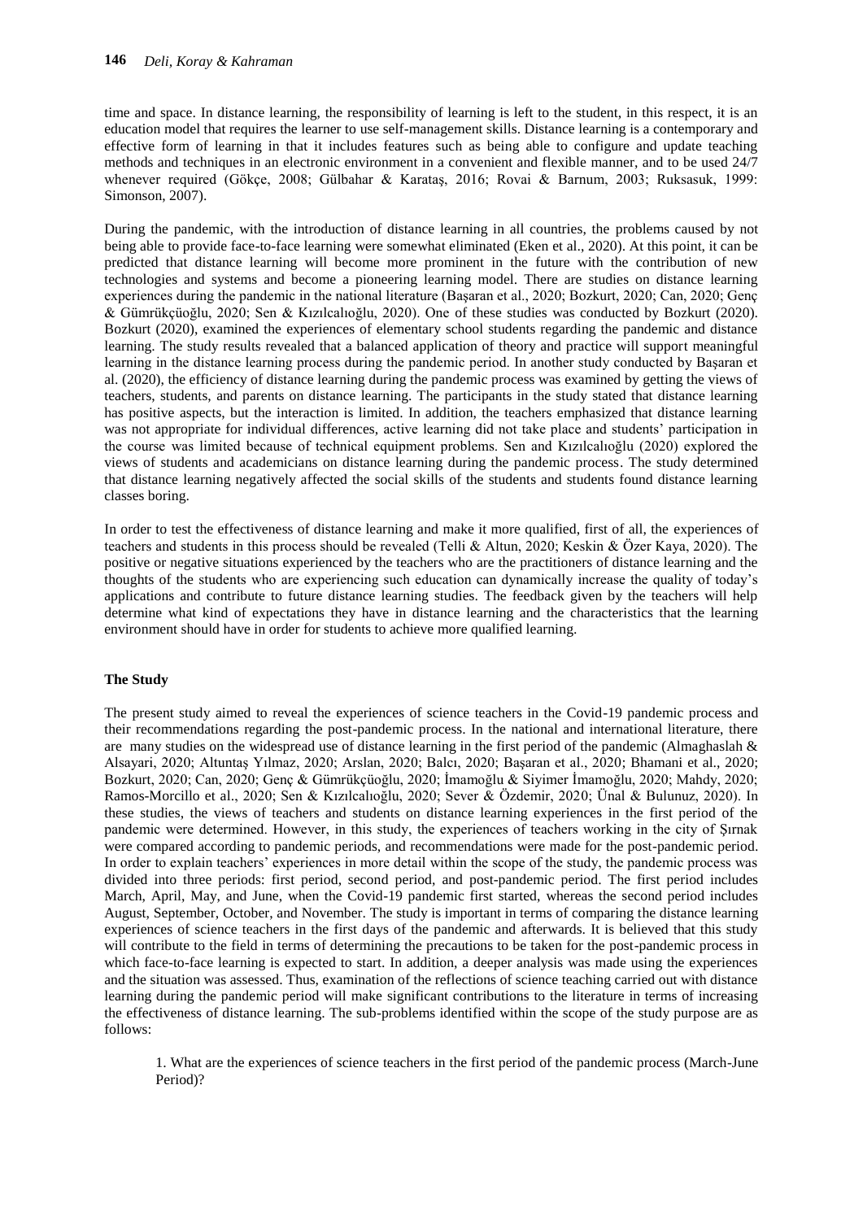time and space. In distance learning, the responsibility of learning is left to the student, in this respect, it is an education model that requires the learner to use self-management skills. Distance learning is a contemporary and effective form of learning in that it includes features such as being able to configure and update teaching methods and techniques in an electronic environment in a convenient and flexible manner, and to be used 24/7 whenever required (Gökçe, 2008; Gülbahar & Karataş, 2016; Rovai & Barnum, 2003; Ruksasuk, 1999: Simonson, 2007).

During the pandemic, with the introduction of distance learning in all countries, the problems caused by not being able to provide face-to-face learning were somewhat eliminated (Eken et al., 2020). At this point, it can be predicted that distance learning will become more prominent in the future with the contribution of new technologies and systems and become a pioneering learning model. There are studies on distance learning experiences during the pandemic in the national literature (Başaran et al., 2020; Bozkurt, 2020; Can, 2020; Genç & Gümrükçüoğlu, 2020; Sen & Kızılcalıoğlu, 2020). One of these studies was conducted by Bozkurt (2020). Bozkurt (2020), examined the experiences of elementary school students regarding the pandemic and distance learning. The study results revealed that a balanced application of theory and practice will support meaningful learning in the distance learning process during the pandemic period. In another study conducted by Başaran et al. (2020), the efficiency of distance learning during the pandemic process was examined by getting the views of teachers, students, and parents on distance learning. The participants in the study stated that distance learning has positive aspects, but the interaction is limited. In addition, the teachers emphasized that distance learning was not appropriate for individual differences, active learning did not take place and students' participation in the course was limited because of technical equipment problems. Sen and Kızılcalıoğlu (2020) explored the views of students and academicians on distance learning during the pandemic process. The study determined that distance learning negatively affected the social skills of the students and students found distance learning classes boring.

In order to test the effectiveness of distance learning and make it more qualified, first of all, the experiences of teachers and students in this process should be revealed (Telli & Altun, 2020; Keskin & Özer Kaya, 2020). The positive or negative situations experienced by the teachers who are the practitioners of distance learning and the thoughts of the students who are experiencing such education can dynamically increase the quality of today's applications and contribute to future distance learning studies. The feedback given by the teachers will help determine what kind of expectations they have in distance learning and the characteristics that the learning environment should have in order for students to achieve more qualified learning.

**The Study**

The present study aimed to reveal the experiences of science teachers in the Covid-19 pandemic process and their recommendations regarding the post-pandemic process. In the national and international literature, there are many studies on the widespread use of distance learning in the first period of the pandemic (Almaghaslah & Alsayari, 2020; Altuntaş Yılmaz, 2020; Arslan, 2020; Balcı, 2020; Başaran et al., 2020; Bhamani et al., 2020; Bozkurt, 2020; Can, 2020; Genç & Gümrükçüoğlu, 2020; İmamoğlu & Siyimer İmamoğlu, 2020; Mahdy, 2020; Ramos-Morcillo et al., 2020; Sen & Kızılcalıoğlu, 2020; Sever & Özdemir, 2020; Ünal & Bulunuz, 2020). In these studies, the views of teachers and students on distance learning experiences in the first period of the pandemic were determined. However, in this study, the experiences of teachers working in the city of Şırnak were compared according to pandemic periods, and recommendations were made for the post-pandemic period. In order to explain teachers' experiences in more detail within the scope of the study, the pandemic process was divided into three periods: first period, second period, and post-pandemic period. The first period includes March, April, May, and June, when the Covid-19 pandemic first started, whereas the second period includes August, September, October, and November. The study is important in terms of comparing the distance learning experiences of science teachers in the first days of the pandemic and afterwards. It is believed that this study will contribute to the field in terms of determining the precautions to be taken for the post-pandemic process in which face-to-face learning is expected to start. In addition, a deeper analysis was made using the experiences and the situation was assessed. Thus, examination of the reflections of science teaching carried out with distance learning during the pandemic period will make significant contributions to the literature in terms of increasing the effectiveness of distance learning. The sub-problems identified within the scope of the study purpose are as follows:

1. What are the experiences of science teachers in the first period of the pandemic process (March-June Period)?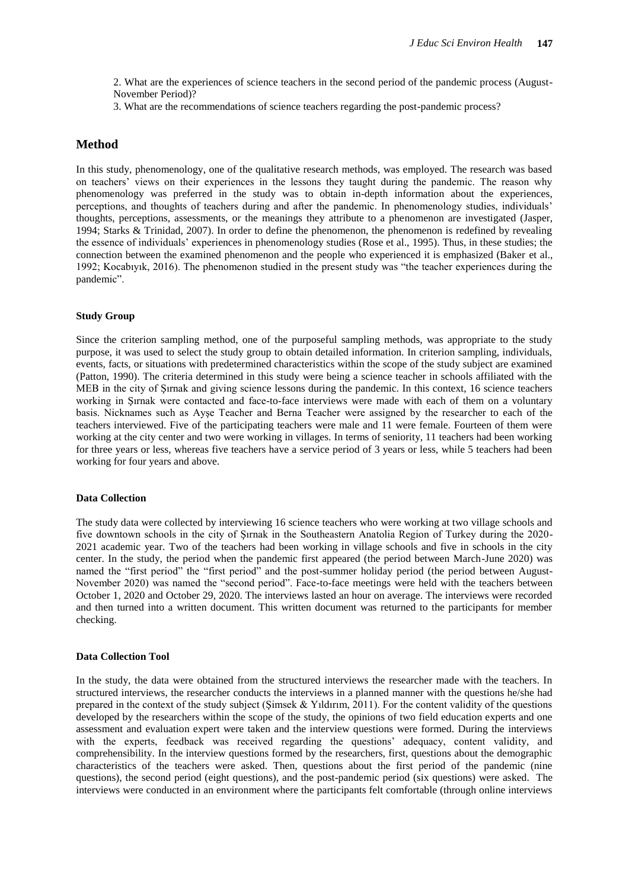2. What are the experiences of science teachers in the second period of the pandemic process (August-November Period)?

3. What are the recommendations of science teachers regarding the post-pandemic process?

## Method

In this study, phenomenology, one of the qualitative research methods, was employed. The research was based on teachers' views on their experiences in the lessons they taught during the pandemic. The reason why phenomenology was preferred in the study was to obtain in-depth information about the experiences, perceptions, and thoughts of teachers during and after the pandemic. In phenomenology studies, individuals' thoughts, perceptions, assessments, or the meanings they attribute to a phenomenon are investigated (Jasper, 1994; Starks & Trinidad, 2007). In order to define the phenomenon, the phenomenon is redefined by revealing the essence of individuals' experiences in phenomenology studies (Rose et al., 1995). Thus, in these studies; the connection between the examined phenomenon and the people who experienced it is emphasized (Baker et al., 1992; Kocabıyık, 2016). The phenomenon studied in the present study was "the teacher experiences during the pandemic".

### Study Group

Since the criterion sampling method, one of the purposeful sampling methods, was appropriate to the study purpose, it was used to select the study group to obtain detailed information. In criterion sampling, individuals, events, facts, or situations with predetermined characteristics within the scope of the study subject are examined (Patton, 1990). The criteria determined in this study were being a science teacher in schools affiliated with the MEB in the city of Şırnak and giving science lessons during the pandemic. In this context, 16 science teachers working in Şırnak were contacted and face-to-face interviews were made with each of them on a voluntary basis. Nicknames such as Ayşe Teacher and Berna Teacher were assigned by the researcher to each of the teachers interviewed. Five of the participating teachers were male and 11 were female. Fourteen of them were working at the city center and two were working in villages. In terms of seniority, 11 teachers had been working for three years or less, whereas five teachers have a service period of 3 years or less, while 5 teachers had been working for four years and above.

### Data Collection

The study data were collected by interviewing 16 science teachers who were working at two village schools and five downtown schools in the city of Şırnak in the Southeastern Anatolia Region of Turkey during the 2020-2021 academic year. Two of the teachers had been working in village schools and five in schools in the city center. In the study, the period when the pandemic first appeared (the period between March-June 2020) was named the "first period" the "first period" and the post-summer holiday period (the period between August-November 2020) was named the "second period". Face-to-face meetings were held with the teachers between October 1, 2020 and October 29, 2020. The interviews lasted an hour on average. The interviews were recorded and then turned into a written document. This written document was returned to the participants for member checking.

### Data Collection Tool

In the study, the data were obtained from the structured interviews the researcher made with the teachers. In structured interviews, the researcher conducts the interviews in a planned manner with the questions he/she had prepared in the context of the study subject (Şimsek & Yıldırım, 2011). For the content validity of the questions developed by the researchers within the scope of the study, the opinions of two field education experts and one assessment and evaluation expert were taken and the interview questions were formed. During the interviews with the experts, feedback was received regarding the questions' adequacy, content validity, and comprehensibility. In the interview questions formed by the researchers, first, questions about the demographic characteristics of the teachers were asked. Then, questions about the first period of the pandemic (nine questions), the second period (eight questions), and the post-pandemic period (six questions) were asked. The interviews were conducted in an environment where the participants felt comfortable (through online interviews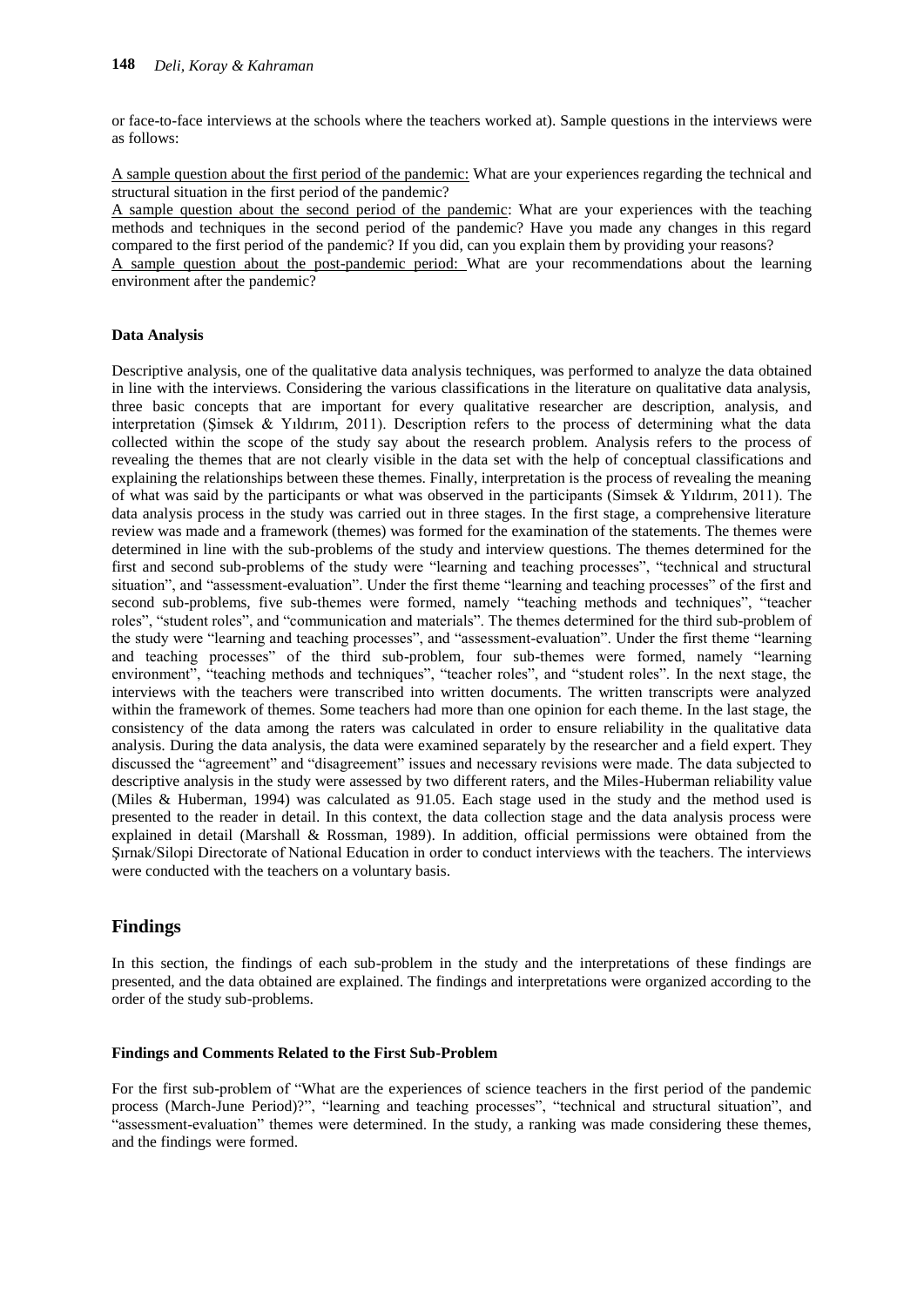or face-to-face interviews at the schools where the teachers worked at). Sample questions in the interviews were as follows:

A sample question about the first period of the pandemic: What are your experiences regarding the technical and structural situation in the first period of the pandemic?

A sample question about the second period of the pandemic: What are your experiences with the teaching methods and techniques in the second period of the pandemic? Have you made any changes in this regard compared to the first period of the pandemic? If you did, can you explain them by providing your reasons?

A sample question about the post-pandemic period: What are your recommendations about the learning environment after the pandemic?

### Data Analysis

Descriptive analysis, one of the qualitative data analysis techniques, was performed to analyze the data obtained in line with the interviews. Considering the various classifications in the literature on qualitative data analysis, three basic concepts that are important for every qualitative researcher are description, analysis, and interpretation (Şimsek & Yıldırım, 2011). Description refers to the process of determining what the data collected within the scope of the study say about the research problem. Analysis refers to the process of revealing the themes that are not clearly visible in the data set with the help of conceptual classifications and explaining the relationships between these themes. Finally, interpretation is the process of revealing the meaning of what was said by the participants or what was observed in the participants (Simsek & Yıldırım, 2011). The data analysis process in the study was carried out in three stages. In the first stage, a comprehensive literature review was made and a framework (themes) was formed for the examination of the statements. The themes were determined in line with the sub-problems of the study and interview questions. The themes determined for the first and second sub-problems of the study were "learning and teaching processes", "technical and structural situation", and "assessment-evaluation". Under the first theme "learning and teaching processes" of the first and second sub-problems, five sub-themes were formed, namely "teaching methods and techniques", "teacher roles", "student roles", and "communication and materials". The themes determined for the third sub-problem of the study were "learning and teaching processes", and "assessment-evaluation". Under the first theme "learning and teaching processes" of the third sub-problem, four sub-themes were formed, namely "learning environment", "teaching methods and techniques", "teacher roles", and "student roles". In the next stage, the interviews with the teachers were transcribed into written documents. The written transcripts were analyzed within the framework of themes. Some teachers had more than one opinion for each theme. In the last stage, the consistency of the data among the raters was calculated in order to ensure reliability in the qualitative data analysis. During the data analysis, the data were examined separately by the researcher and a field expert. They discussed the "agreement" and "disagreement" issues and necessary revisions were made. The data subjected to descriptive analysis in the study were assessed by two different raters, and the Miles-Huberman reliability value (Miles & Huberman, 1994) was calculated as 91.05. Each stage used in the study and the method used is presented to the reader in detail. In this context, the data collection stage and the data analysis process were explained in detail (Marshall & Rossman, 1989). In addition, official permissions were obtained from the Şırnak/Silopi Directorate of National Education in order to conduct interviews with the teachers. The interviews were conducted with the teachers on a voluntary basis.

## Findings

In this section, the findings of each sub-problem in the study and the interpretations of these findings are presented, and the data obtained are explained. The findings and interpretations were organized according to the order of the study sub-problems.

### Findings and Comments Related to the First Sub-Problem

For the first sub-problem of "What are the experiences of science teachers in the first period of the pandemic process (March-June Period)?", "learning and teaching processes", "technical and structural situation", and "assessment-evaluation" themes were determined. In the study, a ranking was made considering these themes, and the findings were formed.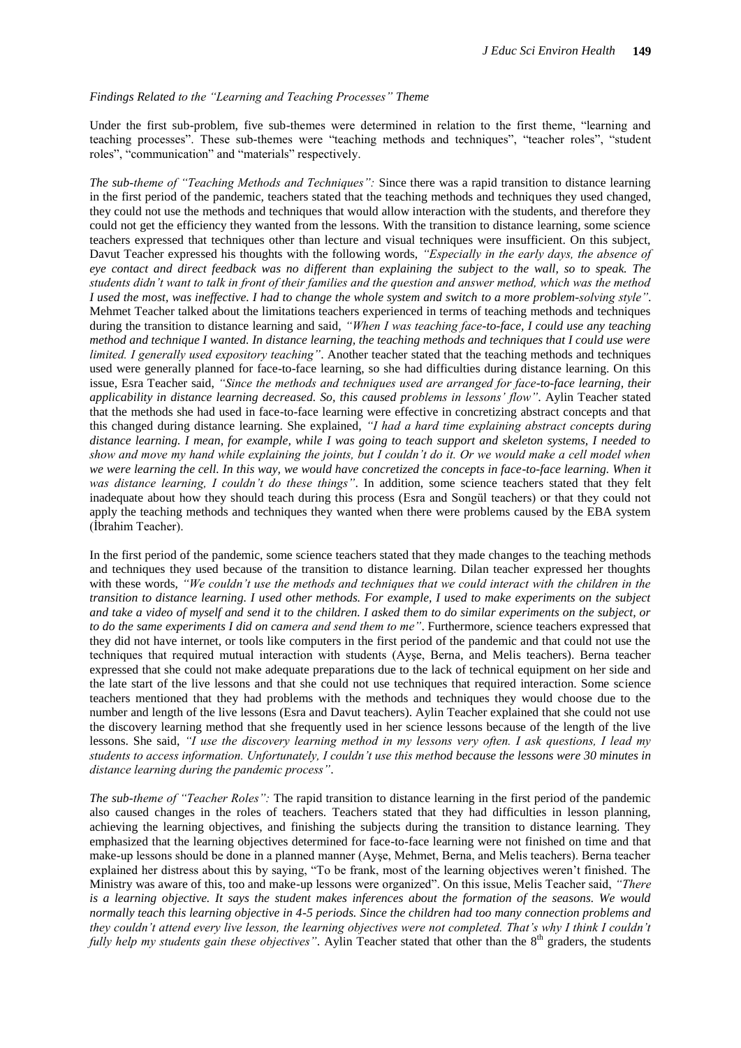*Findings Related to the "Learning and Teaching Processes" Theme*

Under the first sub-problem, five sub-themes were determined in relation to the first theme, "learning and teaching processes". These sub-themes were "teaching methods and techniques", "teacher roles", "student roles", "communication" and "materials" respectively.

*The sub-theme of "Teaching Methods and Techniques":* Since there was a rapid transition to distance learning in the first period of the pandemic, teachers stated that the teaching methods and techniques they used changed, they could not use the methods and techniques that would allow interaction with the students, and therefore they could not get the efficiency they wanted from the lessons. With the transition to distance learning, some science teachers expressed that techniques other than lecture and visual techniques were insufficient. On this subject, Davut Teacher expressed his thoughts with the following words, *"Especially in the early days, the absence of eye contact and direct feedback was no different than explaining the subject to the wall, so to speak. The students didn't want to talk in front of their families and the question and answer method, which was the method I used the most, was ineffective. I had to change the whole system and switch to a more problem-solving style".* Mehmet Teacher talked about the limitations teachers experienced in terms of teaching methods and techniques during the transition to distance learning and said, *"When I was teaching face-to-face, I could use any teaching method and technique I wanted. In distance learning, the teaching methods and techniques that I could use were limited. I generally used expository teaching".* Another teacher stated that the teaching methods and techniques used were generally planned for face-to-face learning, so she had difficulties during distance learning. On this issue, Esra Teacher said, *"Since the methods and techniques used are arranged for face-to-face learning, their applicability in distance learning decreased. So, this caused problems in lessons' flow".* Aylin Teacher stated that the methods she had used in face-to-face learning were effective in concretizing abstract concepts and that this changed during distance learning. She explained, *"I had a hard time explaining abstract concepts during distance learning. I mean, for example, while I was going to teach support and skeleton systems, I needed to show and move my hand while explaining the joints, but I couldn't do it. Or we would make a cell model when we were learning the cell. In this way, we would have concretized the concepts in face-to-face learning. When it was distance learning, I couldn't do these things".* In addition, some science teachers stated that they felt inadequate about how they should teach during this process (Esra and Songül teachers) or that they could not apply the teaching methods and techniques they wanted when there were problems caused by the EBA system (İbrahim Teacher).

In the first period of the pandemic, some science teachers stated that they made changes to the teaching methods and techniques they used because of the transition to distance learning. Dilan teacher expressed her thoughts with these words, *"We couldn't use the methods and techniques that we could interact with the children in the transition to distance learning. I used other methods. For example, I used to make experiments on the subject and take a video of myself and send it to the children. I asked them to do similar experiments on the subject, or to do the same experiments I did on camera and send them to me".* Furthermore, science teachers expressed that they did not have internet, or tools like computers in the first period of the pandemic and that could not use the techniques that required mutual interaction with students (Ayşe, Berna, and Melis teachers). Berna teacher expressed that she could not make adequate preparations due to the lack of technical equipment on her side and the late start of the live lessons and that she could not use techniques that required interaction. Some science teachers mentioned that they had problems with the methods and techniques they would choose due to the number and length of the live lessons (Esra and Davut teachers). Aylin Teacher explained that she could not use the discovery learning method that she frequently used in her science lessons because of the length of the live lessons. She said, *"I use the discovery learning method in my lessons very often. I ask questions, I lead my students to access information. Unfortunately, I couldn't use this method because the lessons were 30 minutes in distance learning during the pandemic process".*

*The sub-theme of "Teacher Roles":* The rapid transition to distance learning in the first period of the pandemic also caused changes in the roles of teachers. Teachers stated that they had difficulties in lesson planning, achieving the learning objectives, and finishing the subjects during the transition to distance learning. They emphasized that the learning objectives determined for face-to-face learning were not finished on time and that make-up lessons should be done in a planned manner (Ayşe, Mehmet, Berna, and Melis teachers). Berna teacher explained her distress about this by saying, "To be frank, most of the learning objectives weren't finished. The Ministry was aware of this, too and make-up lessons were organized". On this issue, Melis Teacher said, *"There is a learning objective. It says the student makes inferences about the formation of the seasons. We would normally teach this learning objective in 4-5 periods. Since the children had too many connection problems and they couldn't attend every live lesson, the learning objectives were not completed. That's why I think I couldn't fully help my students gain these objectives".* Aylin Teacher stated that other than the 8th graders, the students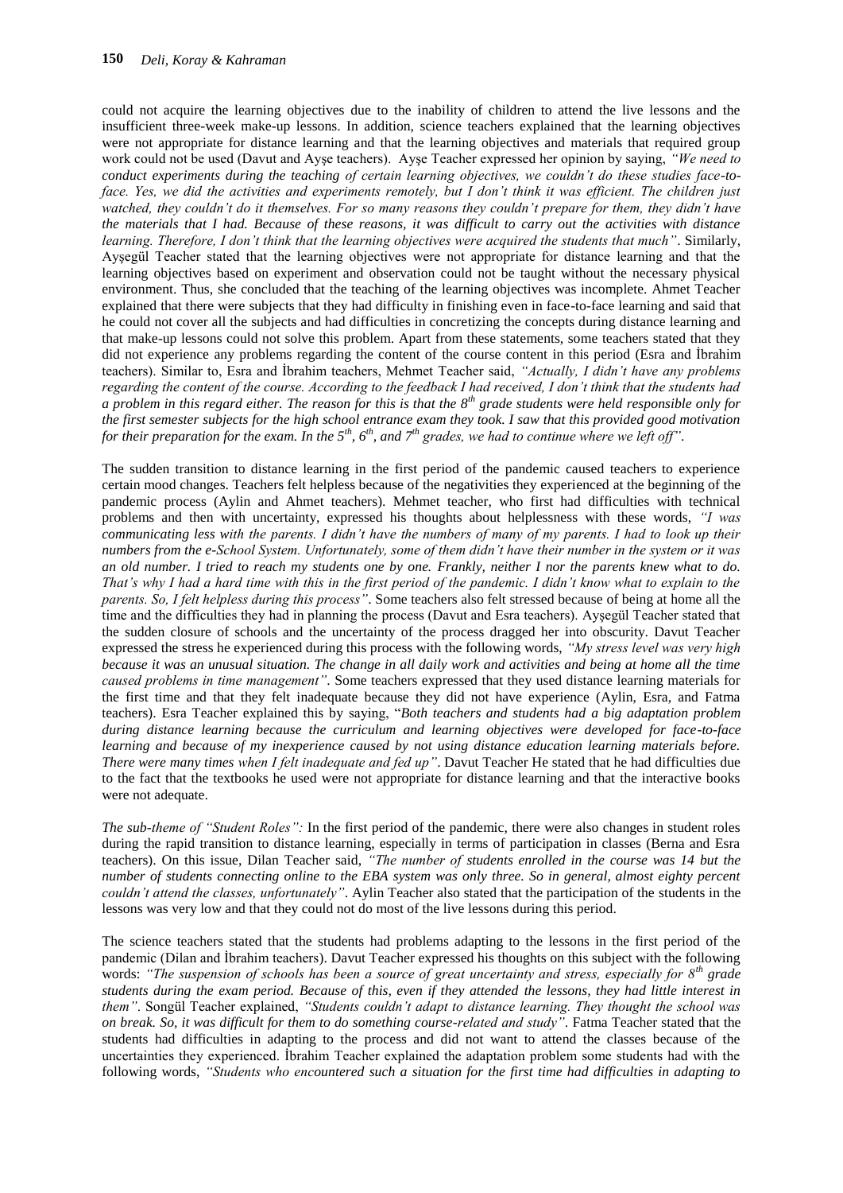could not acquire the learning objectives due to the inability of children to attend the live lessons and the insufficient three-week make-up lessons. In addition, science teachers explained that the learning objectives were not appropriate for distance learning and that the learning objectives and materials that required group work could not be used (Davut and Ayşe teachers). Ayşe Teacher expressed her opinion by saying, *"We need to conduct experiments during the teaching of certain learning objectives, we couldn't do these studies face-to-face. Yes, we did the activities and experiments remotely, but I don't think it was efficient. The children just watched, they couldn't do it themselves. For so many reasons they couldn't prepare for them, they didn't have the materials that I had. Because of these reasons, it was difficult to carry out the activities with distance learning. Therefore, I don't think that the learning objectives were acquired the students that much"*. Similarly, Ayşegül Teacher stated that the learning objectives were not appropriate for distance learning and that the learning objectives based on experiment and observation could not be taught without the necessary physical environment. Thus, she concluded that the teaching of the learning objectives was incomplete. Ahmet Teacher explained that there were subjects that they had difficulty in finishing even in face-to-face learning and said that he could not cover all the subjects and had difficulties in concretizing the concepts during distance learning and that make-up lessons could not solve this problem. Apart from these statements, some teachers stated that they did not experience any problems regarding the content of the course content in this period (Esra and İbrahim teachers). Similar to, Esra and İbrahim teachers, Mehmet Teacher said, *"Actually, I didn't have any problems regarding the content of the course. According to the feedback I had received, I don't think that the students had a problem in this regard either. The reason for this is that the 8th grade students were held responsible only for the first semester subjects for the high school entrance exam they took. I saw that this provided good motivation for their preparation for the exam. In the 5th, 6th, and 7th grades, we had to continue where we left off"*.

The sudden transition to distance learning in the first period of the pandemic caused teachers to experience certain mood changes. Teachers felt helpless because of the negativities they experienced at the beginning of the pandemic process (Aylin and Ahmet teachers). Mehmet teacher, who first had difficulties with technical problems and then with uncertainty, expressed his thoughts about helplessness with these words, *"I was communicating less with the parents. I didn't have the numbers of many of my parents. I had to look up their numbers from the e-School System. Unfortunately, some of them didn't have their number in the system or it was an old number. I tried to reach my students one by one. Frankly, neither I nor the parents knew what to do. That's why I had a hard time with this in the first period of the pandemic. I didn't know what to explain to the parents. So, I felt helpless during this process"*. Some teachers also felt stressed because of being at home all the time and the difficulties they had in planning the process (Davut and Esra teachers). Ayşegül Teacher stated that the sudden closure of schools and the uncertainty of the process dragged her into obscurity. Davut Teacher expressed the stress he experienced during this process with the following words, *"My stress level was very high because it was an unusual situation. The change in all daily work and activities and being at home all the time caused problems in time management"*. Some teachers expressed that they used distance learning materials for the first time and that they felt inadequate because they did not have experience (Aylin, Esra, and Fatma teachers). Esra Teacher explained this by saying, "*Both teachers and students had a big adaptation problem during distance learning because the curriculum and learning objectives were developed for face-to-face learning and because of my inexperience caused by not using distance education learning materials before. There were many times when I felt inadequate and fed up"*. Davut Teacher He stated that he had difficulties due to the fact that the textbooks he used were not appropriate for distance learning and that the interactive books were not adequate.

*The sub-theme of "Student Roles":* In the first period of the pandemic, there were also changes in student roles during the rapid transition to distance learning, especially in terms of participation in classes (Berna and Esra teachers). On this issue, Dilan Teacher said, *"The number of students enrolled in the course was 14 but the number of students connecting online to the EBA system was only three. So in general, almost eighty percent couldn't attend the classes, unfortunately"*. Aylin Teacher also stated that the participation of the students in the lessons was very low and that they could not do most of the live lessons during this period.

The science teachers stated that the students had problems adapting to the lessons in the first period of the pandemic (Dilan and İbrahim teachers). Davut Teacher expressed his thoughts on this subject with the following words: *"The suspension of schools has been a source of great uncertainty and stress, especially for 8th grade students during the exam period. Because of this, even if they attended the lessons, they had little interest in them"*. Songül Teacher explained, *"Students couldn't adapt to distance learning. They thought the school was on break. So, it was difficult for them to do something course-related and study"*. Fatma Teacher stated that the students had difficulties in adapting to the process and did not want to attend the classes because of the uncertainties they experienced. İbrahim Teacher explained the adaptation problem some students had with the following words, *"Students who encountered such a situation for the first time had difficulties in adapting to*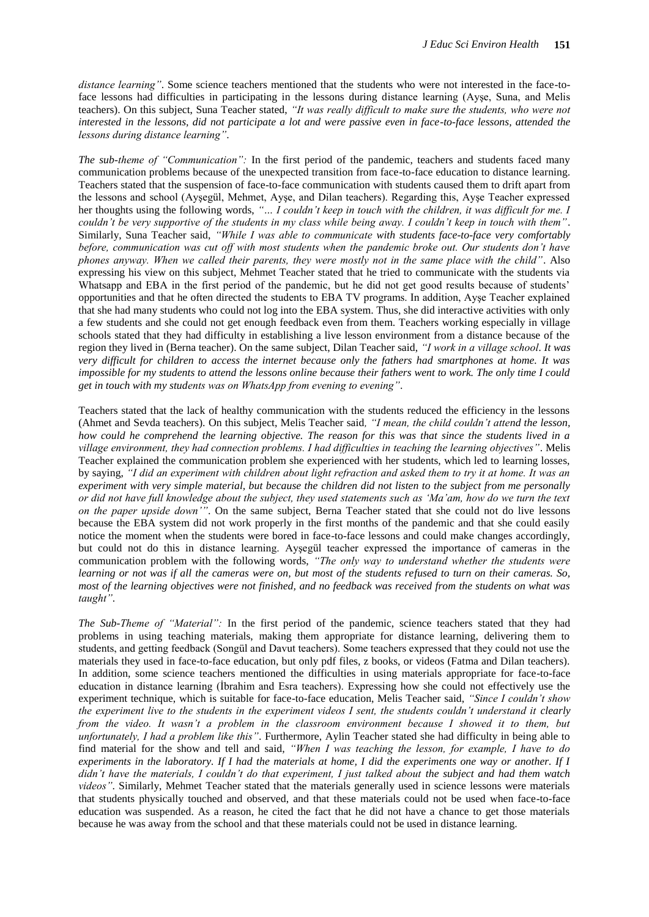*distance learning"*. Some science teachers mentioned that the students who were not interested in the face-to-face lessons had difficulties in participating in the lessons during distance learning (Ayşe, Suna, and Melis teachers). On this subject, Suna Teacher stated, *"It was really difficult to make sure the students, who were not interested in the lessons, did not participate a lot and were passive even in face-to-face lessons, attended the lessons during distance learning"*.

*The sub-theme of "Communication":* In the first period of the pandemic, teachers and students faced many communication problems because of the unexpected transition from face-to-face education to distance learning. Teachers stated that the suspension of face-to-face communication with students caused them to drift apart from the lessons and school (Ayşegül, Mehmet, Ayşe, and Dilan teachers). Regarding this, Ayşe Teacher expressed her thoughts using the following words, *"… I couldn't keep in touch with the children, it was difficult for me. I couldn't be very supportive of the students in my class while being away. I couldn't keep in touch with them"*. Similarly, Suna Teacher said, *"While I was able to communicate with students face-to-face very comfortably before, communication was cut off with most students when the pandemic broke out. Our students don't have phones anyway. When we called their parents, they were mostly not in the same place with the child"*. Also expressing his view on this subject, Mehmet Teacher stated that he tried to communicate with the students via Whatsapp and EBA in the first period of the pandemic, but he did not get good results because of students' opportunities and that he often directed the students to EBA TV programs. In addition, Ayşe Teacher explained that she had many students who could not log into the EBA system. Thus, she did interactive activities with only a few students and she could not get enough feedback even from them. Teachers working especially in village schools stated that they had difficulty in establishing a live lesson environment from a distance because of the region they lived in (Berna teacher). On the same subject, Dilan Teacher said, *"I work in a village school. It was very difficult for children to access the internet because only the fathers had smartphones at home. It was impossible for my students to attend the lessons online because their fathers went to work. The only time I could get in touch with my students was on WhatsApp from evening to evening"*.

Teachers stated that the lack of healthy communication with the students reduced the efficiency in the lessons (Ahmet and Sevda teachers). On this subject, Melis Teacher said*, "I mean, the child couldn't attend the lesson, how could he comprehend the learning objective. The reason for this was that since the students lived in a village environment, they had connection problems. I had difficulties in teaching the learning objectives"*. Melis Teacher explained the communication problem she experienced with her students, which led to learning losses, by saying, *"I did an experiment with children about light refraction and asked them to try it at home. It was an experiment with very simple material, but because the children did not listen to the subject from me personally or did not have full knowledge about the subject, they used statements such as 'Ma'am, how do we turn the text on the paper upside down'"*. On the same subject, Berna Teacher stated that she could not do live lessons because the EBA system did not work properly in the first months of the pandemic and that she could easily notice the moment when the students were bored in face-to-face lessons and could make changes accordingly, but could not do this in distance learning. Ayşegül teacher expressed the importance of cameras in the communication problem with the following words, *"The only way to understand whether the students were learning or not was if all the cameras were on, but most of the students refused to turn on their cameras. So, most of the learning objectives were not finished, and no feedback was received from the students on what was taught"*.

*The Sub-Theme of "Material":* In the first period of the pandemic, science teachers stated that they had problems in using teaching materials, making them appropriate for distance learning, delivering them to students, and getting feedback (Songül and Davut teachers). Some teachers expressed that they could not use the materials they used in face-to-face education, but only pdf files, z books, or videos (Fatma and Dilan teachers). In addition, some science teachers mentioned the difficulties in using materials appropriate for face-to-face education in distance learning (İbrahim and Esra teachers). Expressing how she could not effectively use the experiment technique, which is suitable for face-to-face education, Melis Teacher said, *"Since I couldn't show the experiment live to the students in the experiment videos I sent, the students couldn't understand it clearly from the video. It wasn't a problem in the classroom environment because I showed it to them, but unfortunately, I had a problem like this"*. Furthermore, Aylin Teacher stated she had difficulty in being able to find material for the show and tell and said, *"When I was teaching the lesson, for example, I have to do experiments in the laboratory. If I had the materials at home, I did the experiments one way or another. If I didn't have the materials, I couldn't do that experiment, I just talked about the subject and had them watch videos"*. Similarly, Mehmet Teacher stated that the materials generally used in science lessons were materials that students physically touched and observed, and that these materials could not be used when face-to-face education was suspended. As a reason, he cited the fact that he did not have a chance to get those materials because he was away from the school and that these materials could not be used in distance learning.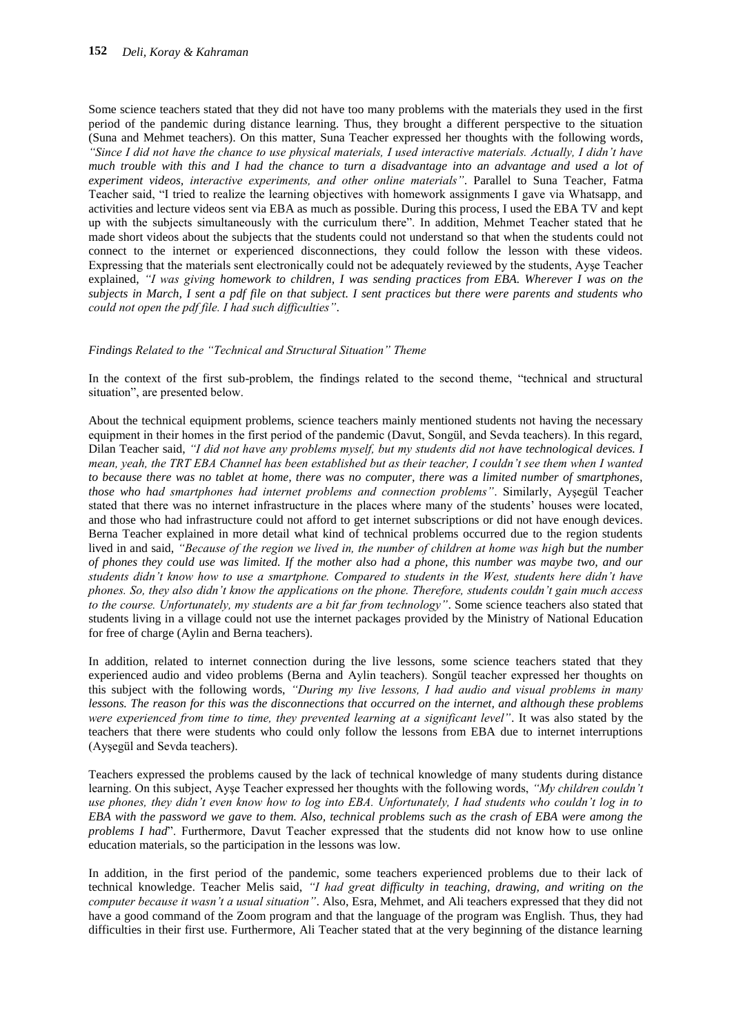Some science teachers stated that they did not have too many problems with the materials they used in the first period of the pandemic during distance learning. Thus, they brought a different perspective to the situation (Suna and Mehmet teachers). On this matter, Suna Teacher expressed her thoughts with the following words, *"Since I did not have the chance to use physical materials, I used interactive materials. Actually, I didn't have much trouble with this and I had the chance to turn a disadvantage into an advantage and used a lot of experiment videos, interactive experiments, and other online materials"*. Parallel to Suna Teacher, Fatma Teacher said, "I tried to realize the learning objectives with homework assignments I gave via Whatsapp, and activities and lecture videos sent via EBA as much as possible. During this process, I used the EBA TV and kept up with the subjects simultaneously with the curriculum there". In addition, Mehmet Teacher stated that he made short videos about the subjects that the students could not understand so that when the students could not connect to the internet or experienced disconnections, they could follow the lesson with these videos. Expressing that the materials sent electronically could not be adequately reviewed by the students, Ayşe Teacher explained, *"I was giving homework to children, I was sending practices from EBA. Wherever I was on the subjects in March, I sent a pdf file on that subject. I sent practices but there were parents and students who could not open the pdf file. I had such difficulties"*.

*Findings Related to the "Technical and Structural Situation" Theme*

In the context of the first sub-problem, the findings related to the second theme, "technical and structural situation", are presented below.

About the technical equipment problems, science teachers mainly mentioned students not having the necessary equipment in their homes in the first period of the pandemic (Davut, Songül, and Sevda teachers). In this regard, Dilan Teacher said, *"I did not have any problems myself, but my students did not have technological devices. I mean, yeah, the TRT EBA Channel has been established but as their teacher, I couldn't see them when I wanted to because there was no tablet at home, there was no computer, there was a limited number of smartphones, those who had smartphones had internet problems and connection problems"*. Similarly, Ayşegül Teacher stated that there was no internet infrastructure in the places where many of the students' houses were located, and those who had infrastructure could not afford to get internet subscriptions or did not have enough devices. Berna Teacher explained in more detail what kind of technical problems occurred due to the region students lived in and said, *"Because of the region we lived in, the number of children at home was high but the number of phones they could use was limited. If the mother also had a phone, this number was maybe two, and our students didn't know how to use a smartphone. Compared to students in the West, students here didn't have phones. So, they also didn't know the applications on the phone. Therefore, students couldn't gain much access to the course. Unfortunately, my students are a bit far from technology"*. Some science teachers also stated that students living in a village could not use the internet packages provided by the Ministry of National Education for free of charge (Aylin and Berna teachers).

In addition, related to internet connection during the live lessons, some science teachers stated that they experienced audio and video problems (Berna and Aylin teachers). Songül teacher expressed her thoughts on this subject with the following words, *"During my live lessons, I had audio and visual problems in many lessons. The reason for this was the disconnections that occurred on the internet, and although these problems were experienced from time to time, they prevented learning at a significant level"*. It was also stated by the teachers that there were students who could only follow the lessons from EBA due to internet interruptions (Ayşegül and Sevda teachers).

Teachers expressed the problems caused by the lack of technical knowledge of many students during distance learning. On this subject, Ayşe Teacher expressed her thoughts with the following words, *"My children couldn't use phones, they didn't even know how to log into EBA. Unfortunately, I had students who couldn't log in to EBA with the password we gave to them. Also, technical problems such as the crash of EBA were among the problems I had*". Furthermore, Davut Teacher expressed that the students did not know how to use online education materials, so the participation in the lessons was low.

In addition, in the first period of the pandemic, some teachers experienced problems due to their lack of technical knowledge. Teacher Melis said, *"I had great difficulty in teaching, drawing, and writing on the computer because it wasn't a usual situation"*. Also, Esra, Mehmet, and Ali teachers expressed that they did not have a good command of the Zoom program and that the language of the program was English. Thus, they had difficulties in their first use. Furthermore, Ali Teacher stated that at the very beginning of the distance learning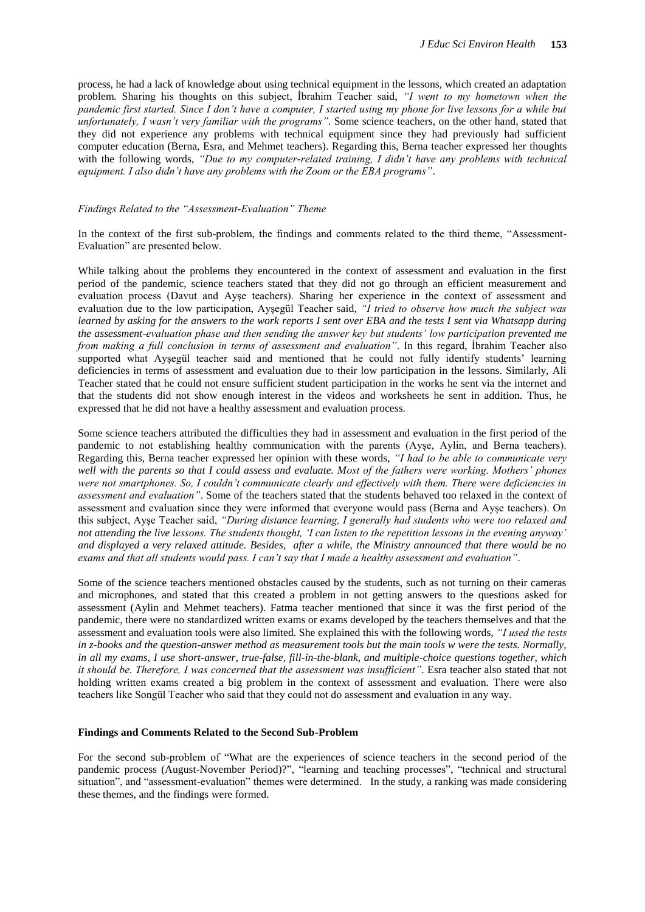process, he had a lack of knowledge about using technical equipment in the lessons, which created an adaptation problem. Sharing his thoughts on this subject, İbrahim Teacher said, *"I went to my hometown when the pandemic first started. Since I don't have a computer, I started using my phone for live lessons for a while but unfortunately, I wasn't very familiar with the programs"*. Some science teachers, on the other hand, stated that they did not experience any problems with technical equipment since they had previously had sufficient computer education (Berna, Esra, and Mehmet teachers). Regarding this, Berna teacher expressed her thoughts with the following words, *"Due to my computer-related training, I didn't have any problems with technical equipment. I also didn't have any problems with the Zoom or the EBA programs"*.

*Findings Related to the "Assessment-Evaluation" Theme*

In the context of the first sub-problem, the findings and comments related to the third theme, "Assessment-Evaluation" are presented below.

While talking about the problems they encountered in the context of assessment and evaluation in the first period of the pandemic, science teachers stated that they did not go through an efficient measurement and evaluation process (Davut and Ayşe teachers). Sharing her experience in the context of assessment and evaluation due to the low participation, Ayşegül Teacher said, *"I tried to observe how much the subject was learned by asking for the answers to the work reports I sent over EBA and the tests I sent via Whatsapp during the assessment-evaluation phase and then sending the answer key but students' low participation prevented me from making a full conclusion in terms of assessment and evaluation"*. In this regard, İbrahim Teacher also supported what Ayşegül teacher said and mentioned that he could not fully identify students' learning deficiencies in terms of assessment and evaluation due to their low participation in the lessons. Similarly, Ali Teacher stated that he could not ensure sufficient student participation in the works he sent via the internet and that the students did not show enough interest in the videos and worksheets he sent in addition. Thus, he expressed that he did not have a healthy assessment and evaluation process.

Some science teachers attributed the difficulties they had in assessment and evaluation in the first period of the pandemic to not establishing healthy communication with the parents (Ayşe, Aylin, and Berna teachers). Regarding this, Berna teacher expressed her opinion with these words, *"I had to be able to communicate very well with the parents so that I could assess and evaluate. Most of the fathers were working. Mothers' phones were not smartphones. So, I couldn't communicate clearly and effectively with them. There were deficiencies in assessment and evaluation"*. Some of the teachers stated that the students behaved too relaxed in the context of assessment and evaluation since they were informed that everyone would pass (Berna and Ayşe teachers). On this subject, Ayşe Teacher said, *"During distance learning, I generally had students who were too relaxed and not attending the live lessons. The students thought, 'I can listen to the repetition lessons in the evening anyway' and displayed a very relaxed attitude. Besides, after a while, the Ministry announced that there would be no exams and that all students would pass. I can't say that I made a healthy assessment and evaluation"*.

Some of the science teachers mentioned obstacles caused by the students, such as not turning on their cameras and microphones, and stated that this created a problem in not getting answers to the questions asked for assessment (Aylin and Mehmet teachers). Fatma teacher mentioned that since it was the first period of the pandemic, there were no standardized written exams or exams developed by the teachers themselves and that the assessment and evaluation tools were also limited. She explained this with the following words, *"I used the tests in z-books and the question-answer method as measurement tools but the main tools w were the tests. Normally, in all my exams, I use short-answer, true-false, fill-in-the-blank, and multiple-choice questions together, which it should be. Therefore, I was concerned that the assessment was insufficient"*. Esra teacher also stated that not holding written exams created a big problem in the context of assessment and evaluation. There were also teachers like Songül Teacher who said that they could not do assessment and evaluation in any way.

**Findings and Comments Related to the Second Sub-Problem**

For the second sub-problem of "What are the experiences of science teachers in the second period of the pandemic process (August-November Period)?", "learning and teaching processes", "technical and structural situation", and "assessment-evaluation" themes were determined. In the study, a ranking was made considering these themes, and the findings were formed.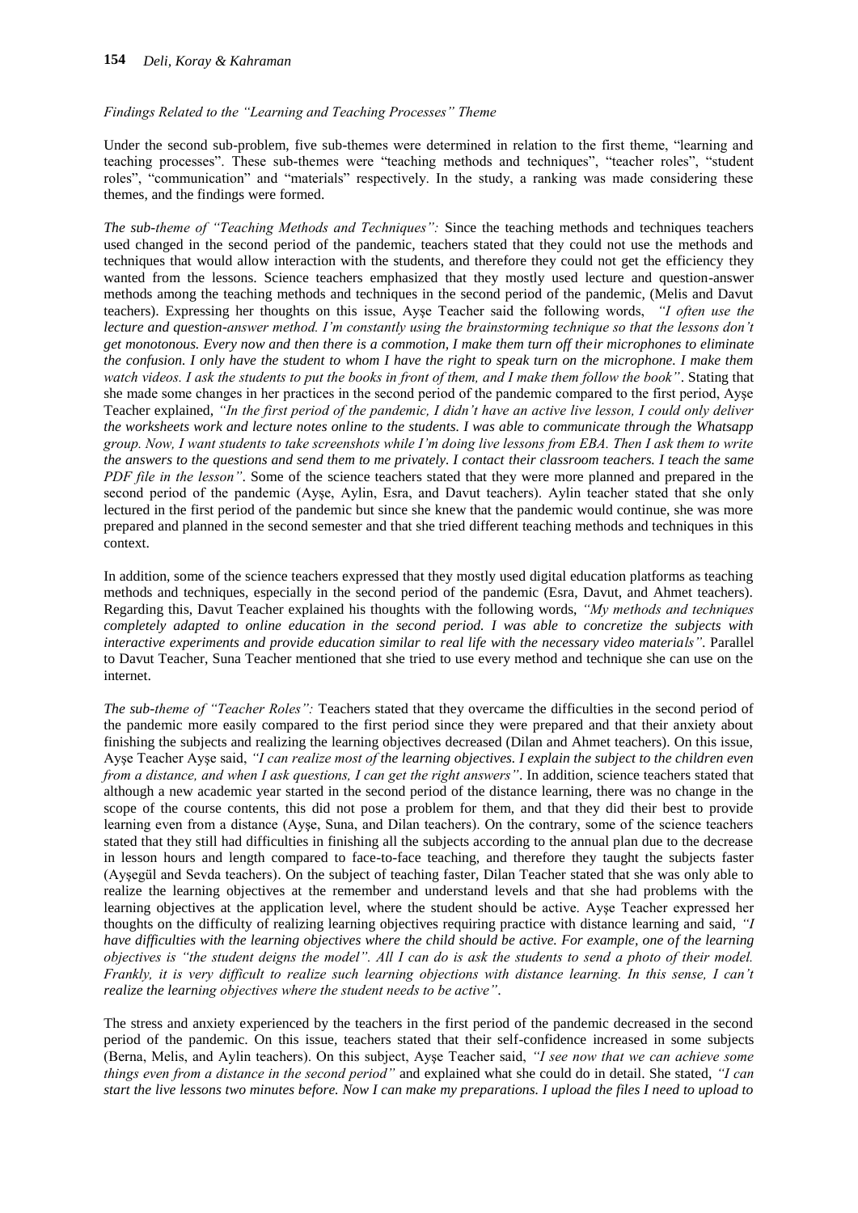*Findings Related to the "Learning and Teaching Processes" Theme*

Under the second sub-problem, five sub-themes were determined in relation to the first theme, "learning and teaching processes". These sub-themes were "teaching methods and techniques", "teacher roles", "student roles", "communication" and "materials" respectively. In the study, a ranking was made considering these themes, and the findings were formed.

*The sub-theme of "Teaching Methods and Techniques":* Since the teaching methods and techniques teachers used changed in the second period of the pandemic, teachers stated that they could not use the methods and techniques that would allow interaction with the students, and therefore they could not get the efficiency they wanted from the lessons. Science teachers emphasized that they mostly used lecture and question-answer methods among the teaching methods and techniques in the second period of the pandemic, (Melis and Davut teachers). Expressing her thoughts on this issue, Ayşe Teacher said the following words, *"I often use the lecture and question-answer method. I'm constantly using the brainstorming technique so that the lessons don't get monotonous. Every now and then there is a commotion, I make them turn off their microphones to eliminate the confusion. I only have the student to whom I have the right to speak turn on the microphone. I make them watch videos. I ask the students to put the books in front of them, and I make them follow the book"*. Stating that she made some changes in her practices in the second period of the pandemic compared to the first period, Ayşe Teacher explained, *"In the first period of the pandemic, I didn't have an active live lesson, I could only deliver the worksheets work and lecture notes online to the students. I was able to communicate through the Whatsapp group. Now, I want students to take screenshots while I'm doing live lessons from EBA. Then I ask them to write the answers to the questions and send them to me privately. I contact their classroom teachers. I teach the same PDF file in the lesson"*. Some of the science teachers stated that they were more planned and prepared in the second period of the pandemic (Ayşe, Aylin, Esra, and Davut teachers). Aylin teacher stated that she only lectured in the first period of the pandemic but since she knew that the pandemic would continue, she was more prepared and planned in the second semester and that she tried different teaching methods and techniques in this context.

In addition, some of the science teachers expressed that they mostly used digital education platforms as teaching methods and techniques, especially in the second period of the pandemic (Esra, Davut, and Ahmet teachers). Regarding this, Davut Teacher explained his thoughts with the following words, *"My methods and techniques completely adapted to online education in the second period. I was able to concretize the subjects with interactive experiments and provide education similar to real life with the necessary video materials"*. Parallel to Davut Teacher, Suna Teacher mentioned that she tried to use every method and technique she can use on the internet.

*The sub-theme of "Teacher Roles":* Teachers stated that they overcame the difficulties in the second period of the pandemic more easily compared to the first period since they were prepared and that their anxiety about finishing the subjects and realizing the learning objectives decreased (Dilan and Ahmet teachers). On this issue, Ayşe Teacher Ayşe said, *"I can realize most of the learning objectives. I explain the subject to the children even from a distance, and when I ask questions, I can get the right answers"*. In addition, science teachers stated that although a new academic year started in the second period of the distance learning, there was no change in the scope of the course contents, this did not pose a problem for them, and that they did their best to provide learning even from a distance (Ayşe, Suna, and Dilan teachers). On the contrary, some of the science teachers stated that they still had difficulties in finishing all the subjects according to the annual plan due to the decrease in lesson hours and length compared to face-to-face teaching, and therefore they taught the subjects faster (Ayşegül and Sevda teachers). On the subject of teaching faster, Dilan Teacher stated that she was only able to realize the learning objectives at the remember and understand levels and that she had problems with the learning objectives at the application level, where the student should be active. Ayşe Teacher expressed her thoughts on the difficulty of realizing learning objectives requiring practice with distance learning and said, *"I have difficulties with the learning objectives where the child should be active. For example, one of the learning objectives is "the student deigns the model". All I can do is ask the students to send a photo of their model. Frankly, it is very difficult to realize such learning objections with distance learning. In this sense, I can't realize the learning objectives where the student needs to be active"*.

The stress and anxiety experienced by the teachers in the first period of the pandemic decreased in the second period of the pandemic. On this issue, teachers stated that their self-confidence increased in some subjects (Berna, Melis, and Aylin teachers). On this subject, Ayşe Teacher said, *"I see now that we can achieve some things even from a distance in the second period"* and explained what she could do in detail. She stated, *"I can start the live lessons two minutes before. Now I can make my preparations. I upload the files I need to upload to*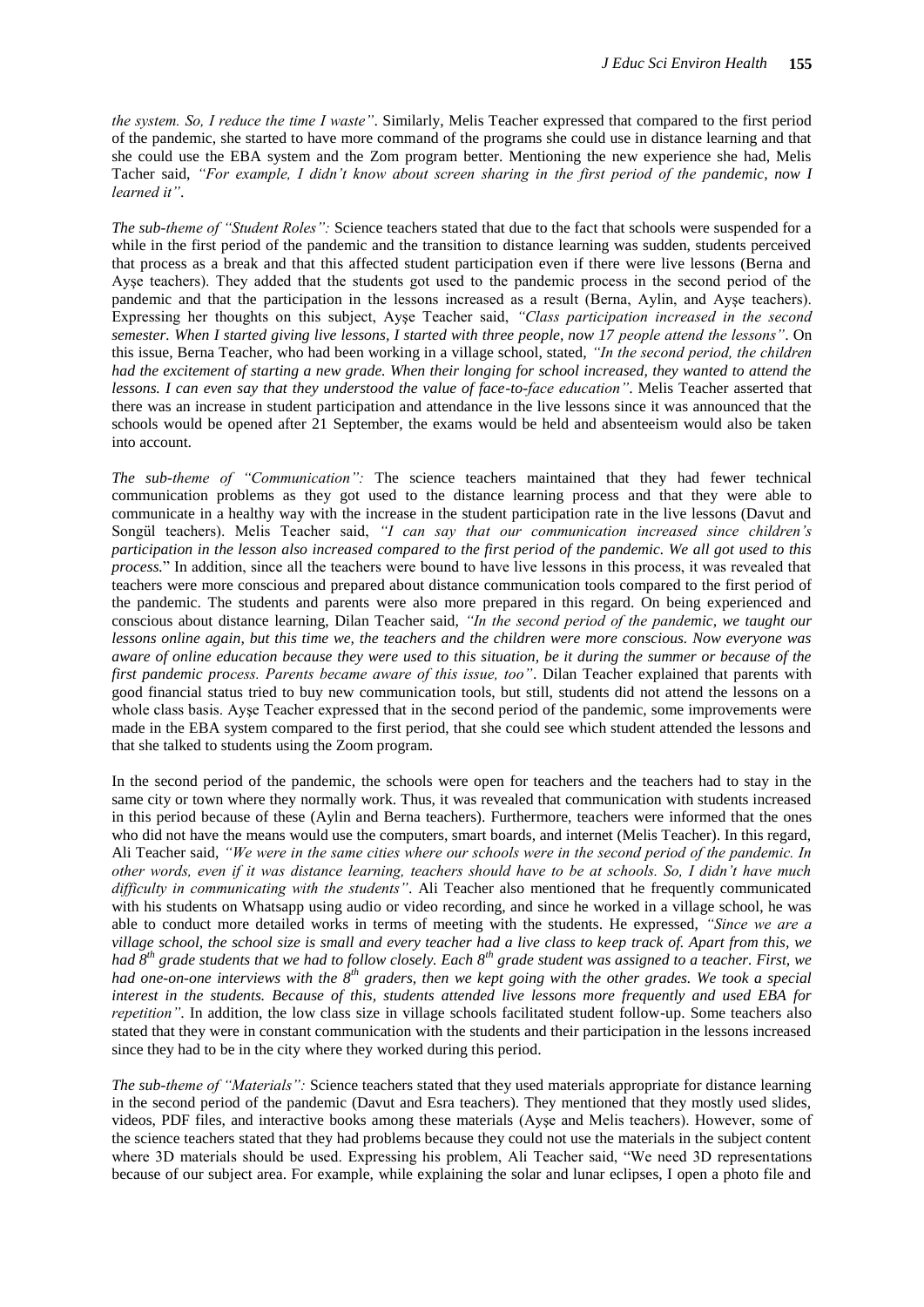*the system. So, I reduce the time I waste"*. Similarly, Melis Teacher expressed that compared to the first period of the pandemic, she started to have more command of the programs she could use in distance learning and that she could use the EBA system and the Zom program better. Mentioning the new experience she had, Melis Tacher said, *"For example, I didn't know about screen sharing in the first period of the pandemic, now I learned it"*.

*The sub-theme of "Student Roles":* Science teachers stated that due to the fact that schools were suspended for a while in the first period of the pandemic and the transition to distance learning was sudden, students perceived that process as a break and that this affected student participation even if there were live lessons (Berna and Ayşe teachers). They added that the students got used to the pandemic process in the second period of the pandemic and that the participation in the lessons increased as a result (Berna, Aylin, and Ayşe teachers). Expressing her thoughts on this subject, Ayşe Teacher said, *"Class participation increased in the second semester. When I started giving live lessons, I started with three people, now 17 people attend the lessons"*. On this issue, Berna Teacher, who had been working in a village school, stated, *"In the second period, the children had the excitement of starting a new grade. When their longing for school increased, they wanted to attend the lessons. I can even say that they understood the value of face-to-face education"*. Melis Teacher asserted that there was an increase in student participation and attendance in the live lessons since it was announced that the schools would be opened after 21 September, the exams would be held and absenteeism would also be taken into account.

*The sub-theme of "Communication":* The science teachers maintained that they had fewer technical communication problems as they got used to the distance learning process and that they were able to communicate in a healthy way with the increase in the student participation rate in the live lessons (Davut and Songül teachers). Melis Teacher said, *"I can say that our communication increased since children's participation in the lesson also increased compared to the first period of the pandemic. We all got used to this process.*" In addition, since all the teachers were bound to have live lessons in this process, it was revealed that teachers were more conscious and prepared about distance communication tools compared to the first period of the pandemic. The students and parents were also more prepared in this regard. On being experienced and conscious about distance learning, Dilan Teacher said, *"In the second period of the pandemic, we taught our lessons online again, but this time we, the teachers and the children were more conscious. Now everyone was aware of online education because they were used to this situation, be it during the summer or because of the first pandemic process. Parents became aware of this issue, too"*. Dilan Teacher explained that parents with good financial status tried to buy new communication tools, but still, students did not attend the lessons on a whole class basis. Ayşe Teacher expressed that in the second period of the pandemic, some improvements were made in the EBA system compared to the first period, that she could see which student attended the lessons and that she talked to students using the Zoom program.

In the second period of the pandemic, the schools were open for teachers and the teachers had to stay in the same city or town where they normally work. Thus, it was revealed that communication with students increased in this period because of these (Aylin and Berna teachers). Furthermore, teachers were informed that the ones who did not have the means would use the computers, smart boards, and internet (Melis Teacher). In this regard, Ali Teacher said, *"We were in the same cities where our schools were in the second period of the pandemic. In other words, even if it was distance learning, teachers should have to be at schools. So, I didn't have much difficulty in communicating with the students"*. Ali Teacher also mentioned that he frequently communicated with his students on Whatsapp using audio or video recording, and since he worked in a village school, he was able to conduct more detailed works in terms of meeting with the students. He expressed, *"Since we are a village school, the school size is small and every teacher had a live class to keep track of. Apart from this, we had 8th grade students that we had to follow closely. Each 8th grade student was assigned to a teacher. First, we had one-on-one interviews with the 8th graders, then we kept going with the other grades. We took a special interest in the students. Because of this, students attended live lessons more frequently and used EBA for repetition"*. In addition, the low class size in village schools facilitated student follow-up. Some teachers also stated that they were in constant communication with the students and their participation in the lessons increased since they had to be in the city where they worked during this period.

*The sub-theme of "Materials":* Science teachers stated that they used materials appropriate for distance learning in the second period of the pandemic (Davut and Esra teachers). They mentioned that they mostly used slides, videos, PDF files, and interactive books among these materials (Ayşe and Melis teachers). However, some of the science teachers stated that they had problems because they could not use the materials in the subject content where 3D materials should be used. Expressing his problem, Ali Teacher said, "We need 3D representations because of our subject area. For example, while explaining the solar and lunar eclipses, I open a photo file and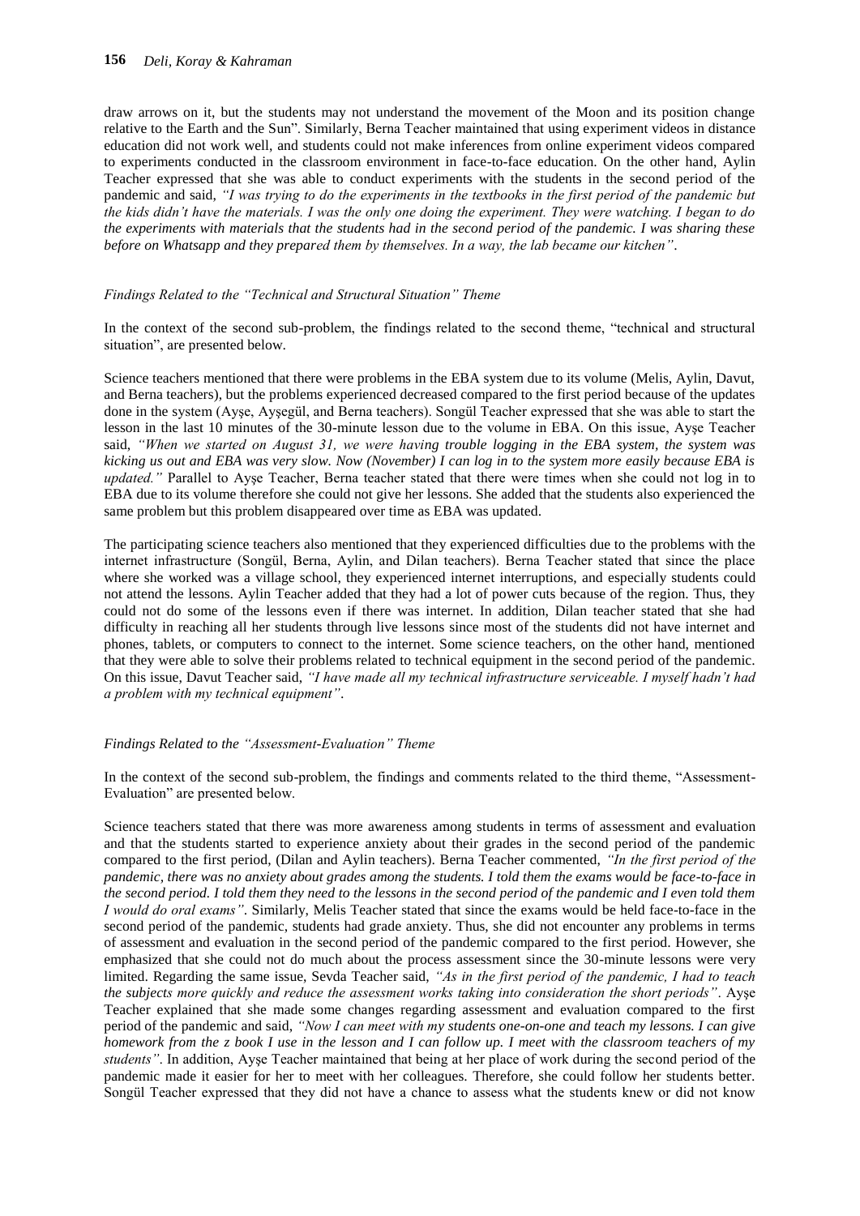draw arrows on it, but the students may not understand the movement of the Moon and its position change relative to the Earth and the Sun". Similarly, Berna Teacher maintained that using experiment videos in distance education did not work well, and students could not make inferences from online experiment videos compared to experiments conducted in the classroom environment in face-to-face education. On the other hand, Aylin Teacher expressed that she was able to conduct experiments with the students in the second period of the pandemic and said, *"I was trying to do the experiments in the textbooks in the first period of the pandemic but the kids didn't have the materials. I was the only one doing the experiment. They were watching. I began to do the experiments with materials that the students had in the second period of the pandemic. I was sharing these before on Whatsapp and they prepared them by themselves. In a way, the lab became our kitchen"*.

### *Findings Related to the "Technical and Structural Situation" Theme*

In the context of the second sub-problem, the findings related to the second theme, "technical and structural situation", are presented below.

Science teachers mentioned that there were problems in the EBA system due to its volume (Melis, Aylin, Davut, and Berna teachers), but the problems experienced decreased compared to the first period because of the updates done in the system (Ayşe, Ayşegül, and Berna teachers). Songül Teacher expressed that she was able to start the lesson in the last 10 minutes of the 30-minute lesson due to the volume in EBA. On this issue, Ayşe Teacher said, *"When we started on August 31, we were having trouble logging in the EBA system, the system was kicking us out and EBA was very slow. Now (November) I can log in to the system more easily because EBA is updated."* Parallel to Ayşe Teacher, Berna teacher stated that there were times when she could not log in to EBA due to its volume therefore she could not give her lessons. She added that the students also experienced the same problem but this problem disappeared over time as EBA was updated.

The participating science teachers also mentioned that they experienced difficulties due to the problems with the internet infrastructure (Songül, Berna, Aylin, and Dilan teachers). Berna Teacher stated that since the place where she worked was a village school, they experienced internet interruptions, and especially students could not attend the lessons. Aylin Teacher added that they had a lot of power cuts because of the region. Thus, they could not do some of the lessons even if there was internet. In addition, Dilan teacher stated that she had difficulty in reaching all her students through live lessons since most of the students did not have internet and phones, tablets, or computers to connect to the internet. Some science teachers, on the other hand, mentioned that they were able to solve their problems related to technical equipment in the second period of the pandemic. On this issue, Davut Teacher said, *"I have made all my technical infrastructure serviceable. I myself hadn't had a problem with my technical equipment"*.

### *Findings Related to the "Assessment-Evaluation" Theme*

In the context of the second sub-problem, the findings and comments related to the third theme, "Assessment-Evaluation" are presented below.

Science teachers stated that there was more awareness among students in terms of assessment and evaluation and that the students started to experience anxiety about their grades in the second period of the pandemic compared to the first period, (Dilan and Aylin teachers). Berna Teacher commented, *"In the first period of the pandemic, there was no anxiety about grades among the students. I told them the exams would be face-to-face in the second period. I told them they need to the lessons in the second period of the pandemic and I even told them I would do oral exams"*. Similarly, Melis Teacher stated that since the exams would be held face-to-face in the second period of the pandemic, students had grade anxiety. Thus, she did not encounter any problems in terms of assessment and evaluation in the second period of the pandemic compared to the first period. However, she emphasized that she could not do much about the process assessment since the 30-minute lessons were very limited. Regarding the same issue, Sevda Teacher said, *"As in the first period of the pandemic, I had to teach the subjects more quickly and reduce the assessment works taking into consideration the short periods"*. Ayşe Teacher explained that she made some changes regarding assessment and evaluation compared to the first period of the pandemic and said, *"Now I can meet with my students one-on-one and teach my lessons. I can give homework from the z book I use in the lesson and I can follow up. I meet with the classroom teachers of my students"*. In addition, Ayşe Teacher maintained that being at her place of work during the second period of the pandemic made it easier for her to meet with her colleagues. Therefore, she could follow her students better. Songül Teacher expressed that they did not have a chance to assess what the students knew or did not know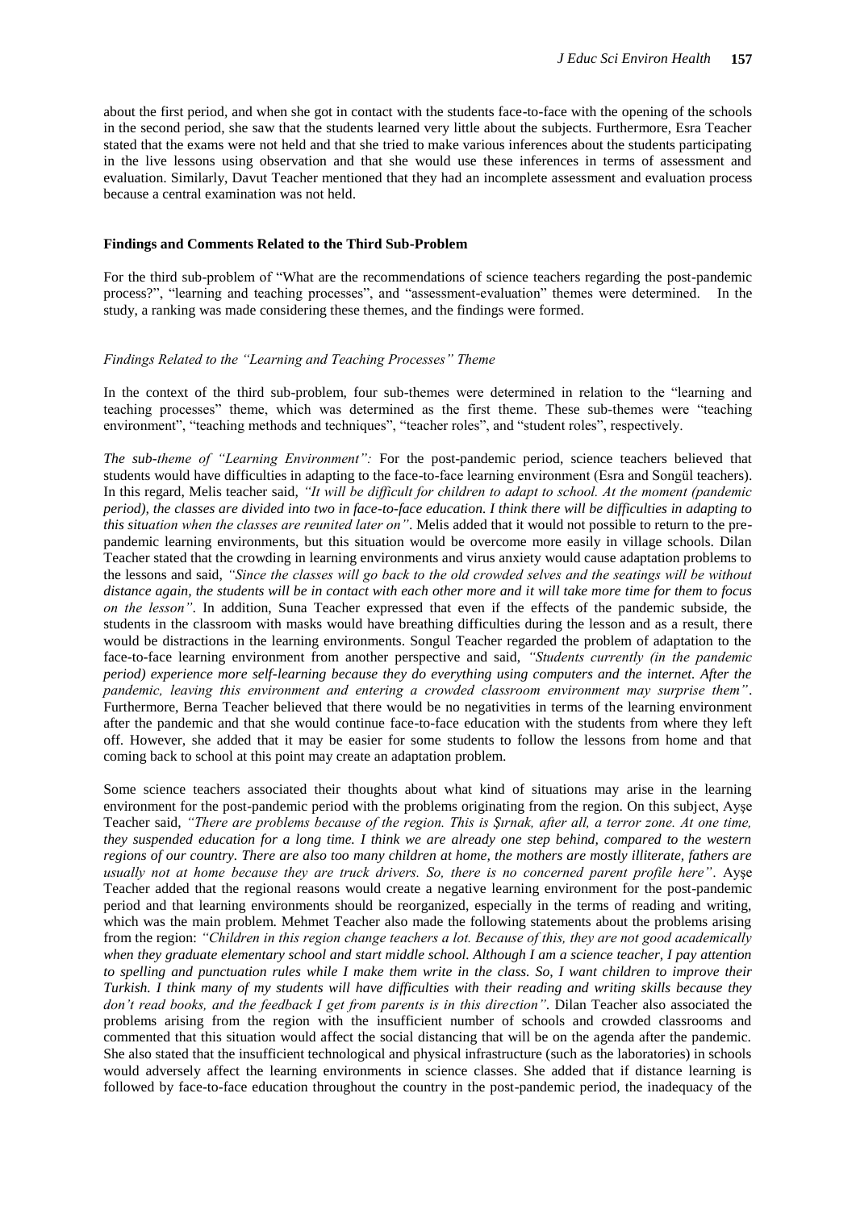about the first period, and when she got in contact with the students face-to-face with the opening of the schools in the second period, she saw that the students learned very little about the subjects. Furthermore, Esra Teacher stated that the exams were not held and that she tried to make various inferences about the students participating in the live lessons using observation and that she would use these inferences in terms of assessment and evaluation. Similarly, Davut Teacher mentioned that they had an incomplete assessment and evaluation process because a central examination was not held.

### Findings and Comments Related to the Third Sub-Problem

For the third sub-problem of "What are the recommendations of science teachers regarding the post-pandemic process?", "learning and teaching processes", and "assessment-evaluation" themes were determined. In the study, a ranking was made considering these themes, and the findings were formed.

#### *Findings Related to the "Learning and Teaching Processes" Theme*

In the context of the third sub-problem, four sub-themes were determined in relation to the "learning and teaching processes" theme, which was determined as the first theme. These sub-themes were "teaching environment", "teaching methods and techniques", "teacher roles", and "student roles", respectively.

*The sub-theme of "Learning Environment":* For the post-pandemic period, science teachers believed that students would have difficulties in adapting to the face-to-face learning environment (Esra and Songül teachers). In this regard, Melis teacher said, *"It will be difficult for children to adapt to school. At the moment (pandemic period), the classes are divided into two in face-to-face education. I think there will be difficulties in adapting to this situation when the classes are reunited later on"*. Melis added that it would not possible to return to the pre-pandemic learning environments, but this situation would be overcome more easily in village schools. Dilan Teacher stated that the crowding in learning environments and virus anxiety would cause adaptation problems to the lessons and said, *"Since the classes will go back to the old crowded selves and the seatings will be without distance again, the students will be in contact with each other more and it will take more time for them to focus on the lesson"*. In addition, Suna Teacher expressed that even if the effects of the pandemic subside, the students in the classroom with masks would have breathing difficulties during the lesson and as a result, there would be distractions in the learning environments. Songul Teacher regarded the problem of adaptation to the face-to-face learning environment from another perspective and said, *"Students currently (in the pandemic period) experience more self-learning because they do everything using computers and the internet. After the pandemic, leaving this environment and entering a crowded classroom environment may surprise them"*. Furthermore, Berna Teacher believed that there would be no negativities in terms of the learning environment after the pandemic and that she would continue face-to-face education with the students from where they left off. However, she added that it may be easier for some students to follow the lessons from home and that coming back to school at this point may create an adaptation problem.

Some science teachers associated their thoughts about what kind of situations may arise in the learning environment for the post-pandemic period with the problems originating from the region. On this subject, Ayşe Teacher said, *"There are problems because of the region. This is Şırnak, after all, a terror zone. At one time, they suspended education for a long time. I think we are already one step behind, compared to the western regions of our country. There are also too many children at home, the mothers are mostly illiterate, fathers are usually not at home because they are truck drivers. So, there is no concerned parent profile here"*. Ayşe Teacher added that the regional reasons would create a negative learning environment for the post-pandemic period and that learning environments should be reorganized, especially in the terms of reading and writing, which was the main problem. Mehmet Teacher also made the following statements about the problems arising from the region: *"Children in this region change teachers a lot. Because of this, they are not good academically when they graduate elementary school and start middle school. Although I am a science teacher, I pay attention to spelling and punctuation rules while I make them write in the class. So, I want children to improve their Turkish. I think many of my students will have difficulties with their reading and writing skills because they don't read books, and the feedback I get from parents is in this direction"*. Dilan Teacher also associated the problems arising from the region with the insufficient number of schools and crowded classrooms and commented that this situation would affect the social distancing that will be on the agenda after the pandemic. She also stated that the insufficient technological and physical infrastructure (such as the laboratories) in schools would adversely affect the learning environments in science classes. She added that if distance learning is followed by face-to-face education throughout the country in the post-pandemic period, the inadequacy of the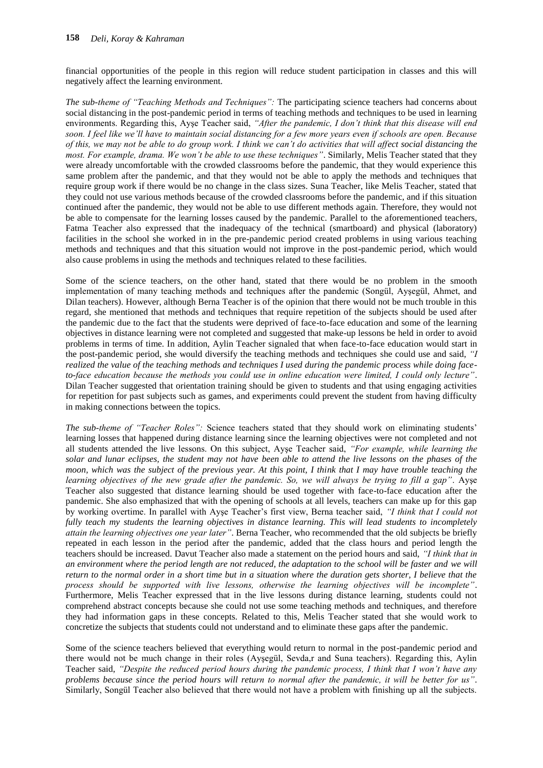financial opportunities of the people in this region will reduce student participation in classes and this will negatively affect the learning environment.

*The sub-theme of "Teaching Methods and Techniques":* The participating science teachers had concerns about social distancing in the post-pandemic period in terms of teaching methods and techniques to be used in learning environments. Regarding this, Ayşe Teacher said, *"After the pandemic, I don't think that this disease will end soon. I feel like we'll have to maintain social distancing for a few more years even if schools are open. Because of this, we may not be able to do group work. I think we can't do activities that will affect social distancing the most. For example, drama. We won't be able to use these techniques"*. Similarly, Melis Teacher stated that they were already uncomfortable with the crowded classrooms before the pandemic, that they would experience this same problem after the pandemic, and that they would not be able to apply the methods and techniques that require group work if there would be no change in the class sizes. Suna Teacher, like Melis Teacher, stated that they could not use various methods because of the crowded classrooms before the pandemic, and if this situation continued after the pandemic, they would not be able to use different methods again. Therefore, they would not be able to compensate for the learning losses caused by the pandemic. Parallel to the aforementioned teachers, Fatma Teacher also expressed that the inadequacy of the technical (smartboard) and physical (laboratory) facilities in the school she worked in in the pre-pandemic period created problems in using various teaching methods and techniques and that this situation would not improve in the post-pandemic period, which would also cause problems in using the methods and techniques related to these facilities.

Some of the science teachers, on the other hand, stated that there would be no problem in the smooth implementation of many teaching methods and techniques after the pandemic (Songül, Ayşegül, Ahmet, and Dilan teachers). However, although Berna Teacher is of the opinion that there would not be much trouble in this regard, she mentioned that methods and techniques that require repetition of the subjects should be used after the pandemic due to the fact that the students were deprived of face-to-face education and some of the learning objectives in distance learning were not completed and suggested that make-up lessons be held in order to avoid problems in terms of time. In addition, Aylin Teacher signaled that when face-to-face education would start in the post-pandemic period, she would diversify the teaching methods and techniques she could use and said, *"I realized the value of the teaching methods and techniques I used during the pandemic process while doing face-to-face education because the methods you could use in online education were limited, I could only lecture"*. Dilan Teacher suggested that orientation training should be given to students and that using engaging activities for repetition for past subjects such as games, and experiments could prevent the student from having difficulty in making connections between the topics.

*The sub-theme of "Teacher Roles":* Science teachers stated that they should work on eliminating students' learning losses that happened during distance learning since the learning objectives were not completed and not all students attended the live lessons. On this subject, Ayşe Teacher said, *"For example, while learning the solar and lunar eclipses, the student may not have been able to attend the live lessons on the phases of the moon, which was the subject of the previous year. At this point, I think that I may have trouble teaching the learning objectives of the new grade after the pandemic. So, we will always be trying to fill a gap"*. Ayşe Teacher also suggested that distance learning should be used together with face-to-face education after the pandemic. She also emphasized that with the opening of schools at all levels, teachers can make up for this gap by working overtime. In parallel with Ayşe Teacher's first view, Berna teacher said, *"I think that I could not fully teach my students the learning objectives in distance learning. This will lead students to incompletely attain the learning objectives one year later"*. Berna Teacher, who recommended that the old subjects be briefly repeated in each lesson in the period after the pandemic, added that the class hours and period length the teachers should be increased. Davut Teacher also made a statement on the period hours and said, *"I think that in an environment where the period length are not reduced, the adaptation to the school will be faster and we will return to the normal order in a short time but in a situation where the duration gets shorter, I believe that the process should be supported with live lessons, otherwise the learning objectives will be incomplete"*. Furthermore, Melis Teacher expressed that in the live lessons during distance learning, students could not comprehend abstract concepts because she could not use some teaching methods and techniques, and therefore they had information gaps in these concepts. Related to this, Melis Teacher stated that she would work to concretize the subjects that students could not understand and to eliminate these gaps after the pandemic.

Some of the science teachers believed that everything would return to normal in the post-pandemic period and there would not be much change in their roles (Ayşegül, Sevda,r and Suna teachers). Regarding this, Aylin Teacher said, *"Despite the reduced period hours during the pandemic process, I think that I won't have any problems because since the period hours will return to normal after the pandemic, it will be better for us"*. Similarly, Songül Teacher also believed that there would not have a problem with finishing up all the subjects.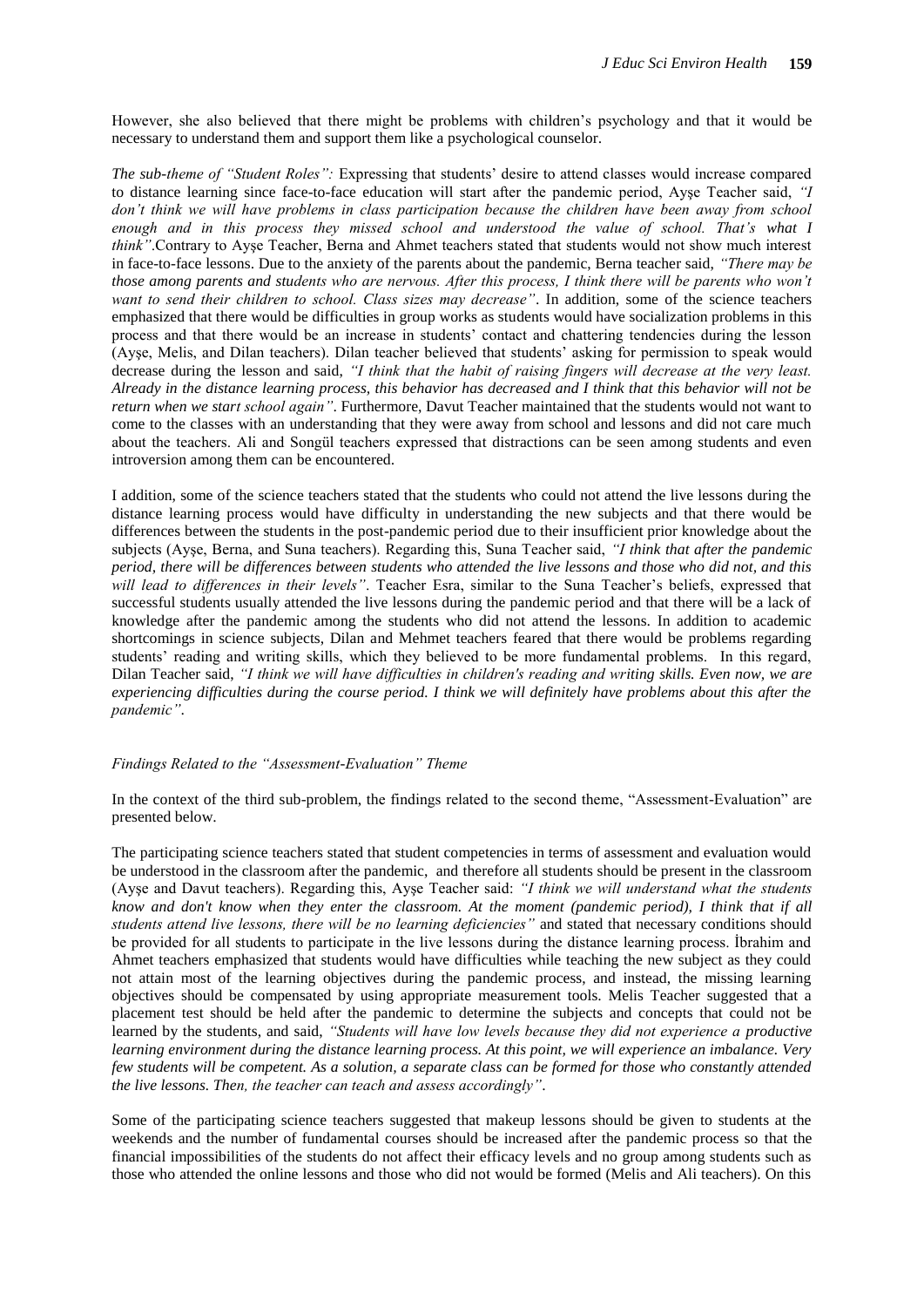However, she also believed that there might be problems with children's psychology and that it would be necessary to understand them and support them like a psychological counselor.

*The sub-theme of "Student Roles":* Expressing that students' desire to attend classes would increase compared to distance learning since face-to-face education will start after the pandemic period, Ayşe Teacher said, *"I don't think we will have problems in class participation because the children have been away from school enough and in this process they missed school and understood the value of school. That's what I think"*.Contrary to Ayşe Teacher, Berna and Ahmet teachers stated that students would not show much interest in face-to-face lessons. Due to the anxiety of the parents about the pandemic, Berna teacher said, *"There may be those among parents and students who are nervous. After this process, I think there will be parents who won't want to send their children to school. Class sizes may decrease"*. In addition, some of the science teachers emphasized that there would be difficulties in group works as students would have socialization problems in this process and that there would be an increase in students' contact and chattering tendencies during the lesson (Ayşe, Melis, and Dilan teachers). Dilan teacher believed that students' asking for permission to speak would decrease during the lesson and said, *"I think that the habit of raising fingers will decrease at the very least. Already in the distance learning process, this behavior has decreased and I think that this behavior will not be return when we start school again"*. Furthermore, Davut Teacher maintained that the students would not want to come to the classes with an understanding that they were away from school and lessons and did not care much about the teachers. Ali and Songül teachers expressed that distractions can be seen among students and even introversion among them can be encountered.

I addition, some of the science teachers stated that the students who could not attend the live lessons during the distance learning process would have difficulty in understanding the new subjects and that there would be differences between the students in the post-pandemic period due to their insufficient prior knowledge about the subjects (Ayşe, Berna, and Suna teachers). Regarding this, Suna Teacher said, *"I think that after the pandemic period, there will be differences between students who attended the live lessons and those who did not, and this will lead to differences in their levels"*. Teacher Esra, similar to the Suna Teacher's beliefs, expressed that successful students usually attended the live lessons during the pandemic period and that there will be a lack of knowledge after the pandemic among the students who did not attend the lessons. In addition to academic shortcomings in science subjects, Dilan and Mehmet teachers feared that there would be problems regarding students' reading and writing skills, which they believed to be more fundamental problems. In this regard, Dilan Teacher said, *"I think we will have difficulties in children's reading and writing skills. Even now, we are experiencing difficulties during the course period. I think we will definitely have problems about this after the pandemic"*.

*Findings Related to the "Assessment-Evaluation" Theme*

In the context of the third sub-problem, the findings related to the second theme, "Assessment-Evaluation" are presented below.

The participating science teachers stated that student competencies in terms of assessment and evaluation would be understood in the classroom after the pandemic, and therefore all students should be present in the classroom (Ayşe and Davut teachers). Regarding this, Ayşe Teacher said: *"I think we will understand what the students know and don't know when they enter the classroom. At the moment (pandemic period), I think that if all students attend live lessons, there will be no learning deficiencies"* and stated that necessary conditions should be provided for all students to participate in the live lessons during the distance learning process. İbrahim and Ahmet teachers emphasized that students would have difficulties while teaching the new subject as they could not attain most of the learning objectives during the pandemic process, and instead, the missing learning objectives should be compensated by using appropriate measurement tools. Melis Teacher suggested that a placement test should be held after the pandemic to determine the subjects and concepts that could not be learned by the students, and said, *"Students will have low levels because they did not experience a productive learning environment during the distance learning process. At this point, we will experience an imbalance. Very few students will be competent. As a solution, a separate class can be formed for those who constantly attended the live lessons. Then, the teacher can teach and assess accordingly"*.

Some of the participating science teachers suggested that makeup lessons should be given to students at the weekends and the number of fundamental courses should be increased after the pandemic process so that the financial impossibilities of the students do not affect their efficacy levels and no group among students such as those who attended the online lessons and those who did not would be formed (Melis and Ali teachers). On this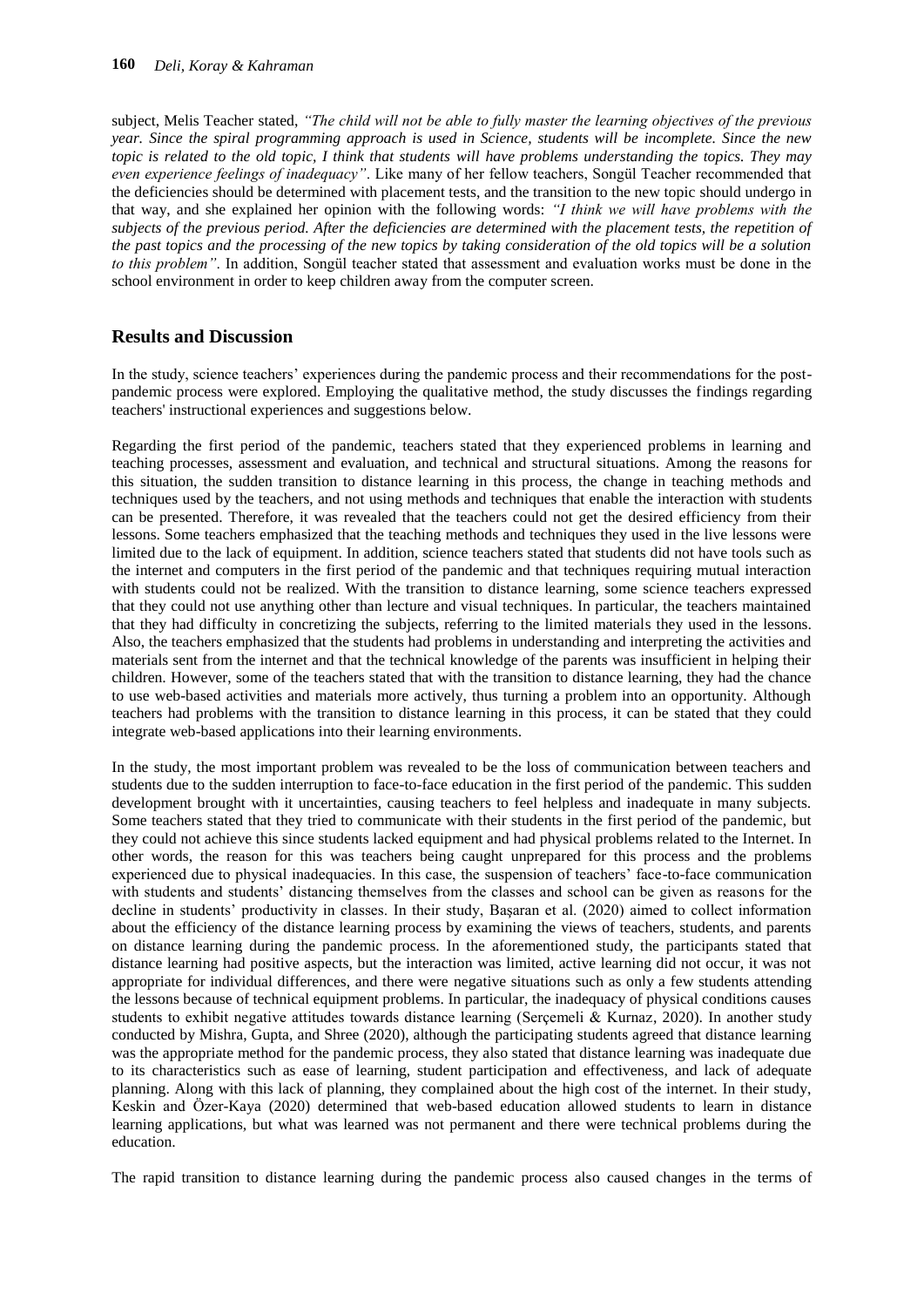subject, Melis Teacher stated, *"The child will not be able to fully master the learning objectives of the previous year. Since the spiral programming approach is used in Science, students will be incomplete. Since the new topic is related to the old topic, I think that students will have problems understanding the topics. They may even experience feelings of inadequacy"*. Like many of her fellow teachers, Songül Teacher recommended that the deficiencies should be determined with placement tests, and the transition to the new topic should undergo in that way, and she explained her opinion with the following words: *"I think we will have problems with the subjects of the previous period. After the deficiencies are determined with the placement tests, the repetition of the past topics and the processing of the new topics by taking consideration of the old topics will be a solution to this problem"*. In addition, Songül teacher stated that assessment and evaluation works must be done in the school environment in order to keep children away from the computer screen.

## Results and Discussion

In the study, science teachers' experiences during the pandemic process and their recommendations for the post-pandemic process were explored. Employing the qualitative method, the study discusses the findings regarding teachers' instructional experiences and suggestions below.

Regarding the first period of the pandemic, teachers stated that they experienced problems in learning and teaching processes, assessment and evaluation, and technical and structural situations. Among the reasons for this situation, the sudden transition to distance learning in this process, the change in teaching methods and techniques used by the teachers, and not using methods and techniques that enable the interaction with students can be presented. Therefore, it was revealed that the teachers could not get the desired efficiency from their lessons. Some teachers emphasized that the teaching methods and techniques they used in the live lessons were limited due to the lack of equipment. In addition, science teachers stated that students did not have tools such as the internet and computers in the first period of the pandemic and that techniques requiring mutual interaction with students could not be realized. With the transition to distance learning, some science teachers expressed that they could not use anything other than lecture and visual techniques. In particular, the teachers maintained that they had difficulty in concretizing the subjects, referring to the limited materials they used in the lessons. Also, the teachers emphasized that the students had problems in understanding and interpreting the activities and materials sent from the internet and that the technical knowledge of the parents was insufficient in helping their children. However, some of the teachers stated that with the transition to distance learning, they had the chance to use web-based activities and materials more actively, thus turning a problem into an opportunity. Although teachers had problems with the transition to distance learning in this process, it can be stated that they could integrate web-based applications into their learning environments.

In the study, the most important problem was revealed to be the loss of communication between teachers and students due to the sudden interruption to face-to-face education in the first period of the pandemic. This sudden development brought with it uncertainties, causing teachers to feel helpless and inadequate in many subjects. Some teachers stated that they tried to communicate with their students in the first period of the pandemic, but they could not achieve this since students lacked equipment and had physical problems related to the Internet. In other words, the reason for this was teachers being caught unprepared for this process and the problems experienced due to physical inadequacies. In this case, the suspension of teachers' face-to-face communication with students and students' distancing themselves from the classes and school can be given as reasons for the decline in students' productivity in classes. In their study, Başaran et al. (2020) aimed to collect information about the efficiency of the distance learning process by examining the views of teachers, students, and parents on distance learning during the pandemic process. In the aforementioned study, the participants stated that distance learning had positive aspects, but the interaction was limited, active learning did not occur, it was not appropriate for individual differences, and there were negative situations such as only a few students attending the lessons because of technical equipment problems. In particular, the inadequacy of physical conditions causes students to exhibit negative attitudes towards distance learning (Serçemeli & Kurnaz, 2020). In another study conducted by Mishra, Gupta, and Shree (2020), although the participating students agreed that distance learning was the appropriate method for the pandemic process, they also stated that distance learning was inadequate due to its characteristics such as ease of learning, student participation and effectiveness, and lack of adequate planning. Along with this lack of planning, they complained about the high cost of the internet. In their study, Keskin and Özer-Kaya (2020) determined that web-based education allowed students to learn in distance learning applications, but what was learned was not permanent and there were technical problems during the education.

The rapid transition to distance learning during the pandemic process also caused changes in the terms of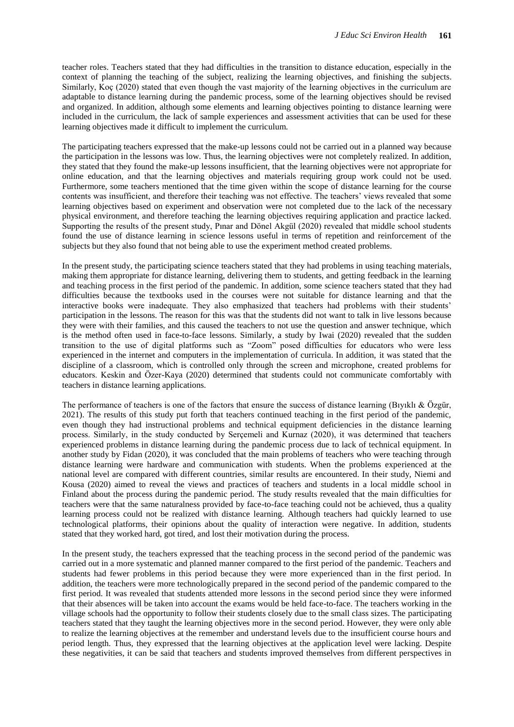teacher roles. Teachers stated that they had difficulties in the transition to distance education, especially in the context of planning the teaching of the subject, realizing the learning objectives, and finishing the subjects. Similarly, Koç (2020) stated that even though the vast majority of the learning objectives in the curriculum are adaptable to distance learning during the pandemic process, some of the learning objectives should be revised and organized. In addition, although some elements and learning objectives pointing to distance learning were included in the curriculum, the lack of sample experiences and assessment activities that can be used for these learning objectives made it difficult to implement the curriculum.

The participating teachers expressed that the make-up lessons could not be carried out in a planned way because the participation in the lessons was low. Thus, the learning objectives were not completely realized. In addition, they stated that they found the make-up lessons insufficient, that the learning objectives were not appropriate for online education, and that the learning objectives and materials requiring group work could not be used. Furthermore, some teachers mentioned that the time given within the scope of distance learning for the course contents was insufficient, and therefore their teaching was not effective. The teachers' views revealed that some learning objectives based on experiment and observation were not completed due to the lack of the necessary physical environment, and therefore teaching the learning objectives requiring application and practice lacked. Supporting the results of the present study, Pınar and Dönel Akgül (2020) revealed that middle school students found the use of distance learning in science lessons useful in terms of repetition and reinforcement of the subjects but they also found that not being able to use the experiment method created problems.

In the present study, the participating science teachers stated that they had problems in using teaching materials, making them appropriate for distance learning, delivering them to students, and getting feedback in the learning and teaching process in the first period of the pandemic. In addition, some science teachers stated that they had difficulties because the textbooks used in the courses were not suitable for distance learning and that the interactive books were inadequate. They also emphasized that teachers had problems with their students' participation in the lessons. The reason for this was that the students did not want to talk in live lessons because they were with their families, and this caused the teachers to not use the question and answer technique, which is the method often used in face-to-face lessons. Similarly, a study by Iwai (2020) revealed that the sudden transition to the use of digital platforms such as "Zoom" posed difficulties for educators who were less experienced in the internet and computers in the implementation of curricula. In addition, it was stated that the discipline of a classroom, which is controlled only through the screen and microphone, created problems for educators. Keskin and Özer-Kaya (2020) determined that students could not communicate comfortably with teachers in distance learning applications.

The performance of teachers is one of the factors that ensure the success of distance learning (Bıyıklı & Özgür, 2021). The results of this study put forth that teachers continued teaching in the first period of the pandemic, even though they had instructional problems and technical equipment deficiencies in the distance learning process. Similarly, in the study conducted by Serçemeli and Kurnaz (2020), it was determined that teachers experienced problems in distance learning during the pandemic process due to lack of technical equipment. In another study by Fidan (2020), it was concluded that the main problems of teachers who were teaching through distance learning were hardware and communication with students. When the problems experienced at the national level are compared with different countries, similar results are encountered. In their study, Niemi and Kousa (2020) aimed to reveal the views and practices of teachers and students in a local middle school in Finland about the process during the pandemic period. The study results revealed that the main difficulties for teachers were that the same naturalness provided by face-to-face teaching could not be achieved, thus a quality learning process could not be realized with distance learning. Although teachers had quickly learned to use technological platforms, their opinions about the quality of interaction were negative. In addition, students stated that they worked hard, got tired, and lost their motivation during the process.

In the present study, the teachers expressed that the teaching process in the second period of the pandemic was carried out in a more systematic and planned manner compared to the first period of the pandemic. Teachers and students had fewer problems in this period because they were more experienced than in the first period. In addition, the teachers were more technologically prepared in the second period of the pandemic compared to the first period. It was revealed that students attended more lessons in the second period since they were informed that their absences will be taken into account the exams would be held face-to-face. The teachers working in the village schools had the opportunity to follow their students closely due to the small class sizes. The participating teachers stated that they taught the learning objectives more in the second period. However, they were only able to realize the learning objectives at the remember and understand levels due to the insufficient course hours and period length. Thus, they expressed that the learning objectives at the application level were lacking. Despite these negativities, it can be said that teachers and students improved themselves from different perspectives in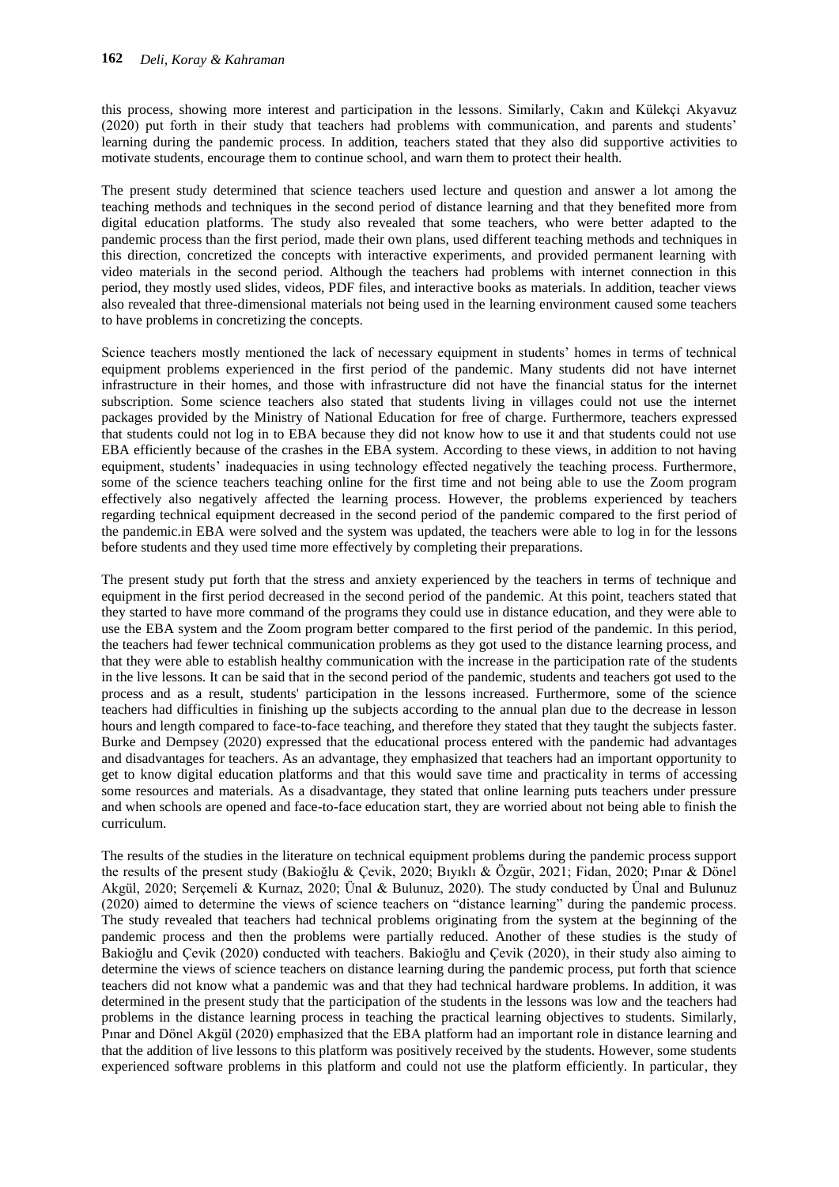this process, showing more interest and participation in the lessons. Similarly, Cakın and Külekçi Akyavuz (2020) put forth in their study that teachers had problems with communication, and parents and students' learning during the pandemic process. In addition, teachers stated that they also did supportive activities to motivate students, encourage them to continue school, and warn them to protect their health.

The present study determined that science teachers used lecture and question and answer a lot among the teaching methods and techniques in the second period of distance learning and that they benefited more from digital education platforms. The study also revealed that some teachers, who were better adapted to the pandemic process than the first period, made their own plans, used different teaching methods and techniques in this direction, concretized the concepts with interactive experiments, and provided permanent learning with video materials in the second period. Although the teachers had problems with internet connection in this period, they mostly used slides, videos, PDF files, and interactive books as materials. In addition, teacher views also revealed that three-dimensional materials not being used in the learning environment caused some teachers to have problems in concretizing the concepts.

Science teachers mostly mentioned the lack of necessary equipment in students' homes in terms of technical equipment problems experienced in the first period of the pandemic. Many students did not have internet infrastructure in their homes, and those with infrastructure did not have the financial status for the internet subscription. Some science teachers also stated that students living in villages could not use the internet packages provided by the Ministry of National Education for free of charge. Furthermore, teachers expressed that students could not log in to EBA because they did not know how to use it and that students could not use EBA efficiently because of the crashes in the EBA system. According to these views, in addition to not having equipment, students' inadequacies in using technology effected negatively the teaching process. Furthermore, some of the science teachers teaching online for the first time and not being able to use the Zoom program effectively also negatively affected the learning process. However, the problems experienced by teachers regarding technical equipment decreased in the second period of the pandemic compared to the first period of the pandemic.in EBA were solved and the system was updated, the teachers were able to log in for the lessons before students and they used time more effectively by completing their preparations.

The present study put forth that the stress and anxiety experienced by the teachers in terms of technique and equipment in the first period decreased in the second period of the pandemic. At this point, teachers stated that they started to have more command of the programs they could use in distance education, and they were able to use the EBA system and the Zoom program better compared to the first period of the pandemic. In this period, the teachers had fewer technical communication problems as they got used to the distance learning process, and that they were able to establish healthy communication with the increase in the participation rate of the students in the live lessons. It can be said that in the second period of the pandemic, students and teachers got used to the process and as a result, students' participation in the lessons increased. Furthermore, some of the science teachers had difficulties in finishing up the subjects according to the annual plan due to the decrease in lesson hours and length compared to face-to-face teaching, and therefore they stated that they taught the subjects faster. Burke and Dempsey (2020) expressed that the educational process entered with the pandemic had advantages and disadvantages for teachers. As an advantage, they emphasized that teachers had an important opportunity to get to know digital education platforms and that this would save time and practicality in terms of accessing some resources and materials. As a disadvantage, they stated that online learning puts teachers under pressure and when schools are opened and face-to-face education start, they are worried about not being able to finish the curriculum.

The results of the studies in the literature on technical equipment problems during the pandemic process support the results of the present study (Bakioğlu & Çevik, 2020; Bıyıklı & Özgür, 2021; Fidan, 2020; Pınar & Dönel Akgül, 2020; Serçemeli & Kurnaz, 2020; Ünal & Bulunuz, 2020). The study conducted by Ünal and Bulunuz (2020) aimed to determine the views of science teachers on "distance learning" during the pandemic process. The study revealed that teachers had technical problems originating from the system at the beginning of the pandemic process and then the problems were partially reduced. Another of these studies is the study of Bakioğlu and Çevik (2020) conducted with teachers. Bakioğlu and Çevik (2020), in their study also aiming to determine the views of science teachers on distance learning during the pandemic process, put forth that science teachers did not know what a pandemic was and that they had technical hardware problems. In addition, it was determined in the present study that the participation of the students in the lessons was low and the teachers had problems in the distance learning process in teaching the practical learning objectives to students. Similarly, Pınar and Dönel Akgül (2020) emphasized that the EBA platform had an important role in distance learning and that the addition of live lessons to this platform was positively received by the students. However, some students experienced software problems in this platform and could not use the platform efficiently. In particular, they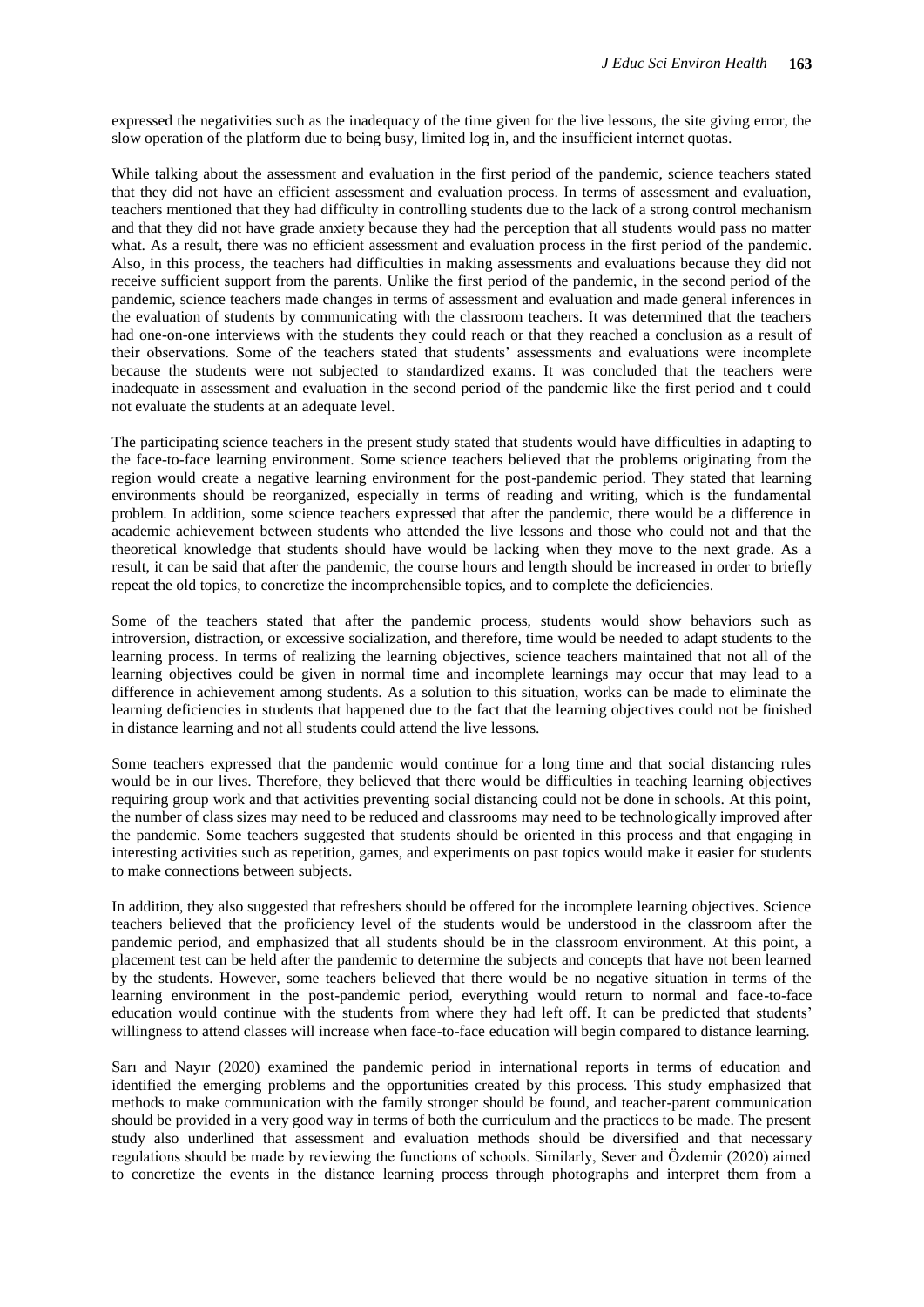expressed the negativities such as the inadequacy of the time given for the live lessons, the site giving error, the slow operation of the platform due to being busy, limited log in, and the insufficient internet quotas.

While talking about the assessment and evaluation in the first period of the pandemic, science teachers stated that they did not have an efficient assessment and evaluation process. In terms of assessment and evaluation, teachers mentioned that they had difficulty in controlling students due to the lack of a strong control mechanism and that they did not have grade anxiety because they had the perception that all students would pass no matter what. As a result, there was no efficient assessment and evaluation process in the first period of the pandemic. Also, in this process, the teachers had difficulties in making assessments and evaluations because they did not receive sufficient support from the parents. Unlike the first period of the pandemic, in the second period of the pandemic, science teachers made changes in terms of assessment and evaluation and made general inferences in the evaluation of students by communicating with the classroom teachers. It was determined that the teachers had one-on-one interviews with the students they could reach or that they reached a conclusion as a result of their observations. Some of the teachers stated that students' assessments and evaluations were incomplete because the students were not subjected to standardized exams. It was concluded that the teachers were inadequate in assessment and evaluation in the second period of the pandemic like the first period and t could not evaluate the students at an adequate level.

The participating science teachers in the present study stated that students would have difficulties in adapting to the face-to-face learning environment. Some science teachers believed that the problems originating from the region would create a negative learning environment for the post-pandemic period. They stated that learning environments should be reorganized, especially in terms of reading and writing, which is the fundamental problem. In addition, some science teachers expressed that after the pandemic, there would be a difference in academic achievement between students who attended the live lessons and those who could not and that the theoretical knowledge that students should have would be lacking when they move to the next grade. As a result, it can be said that after the pandemic, the course hours and length should be increased in order to briefly repeat the old topics, to concretize the incomprehensible topics, and to complete the deficiencies.

Some of the teachers stated that after the pandemic process, students would show behaviors such as introversion, distraction, or excessive socialization, and therefore, time would be needed to adapt students to the learning process. In terms of realizing the learning objectives, science teachers maintained that not all of the learning objectives could be given in normal time and incomplete learnings may occur that may lead to a difference in achievement among students. As a solution to this situation, works can be made to eliminate the learning deficiencies in students that happened due to the fact that the learning objectives could not be finished in distance learning and not all students could attend the live lessons.

Some teachers expressed that the pandemic would continue for a long time and that social distancing rules would be in our lives. Therefore, they believed that there would be difficulties in teaching learning objectives requiring group work and that activities preventing social distancing could not be done in schools. At this point, the number of class sizes may need to be reduced and classrooms may need to be technologically improved after the pandemic. Some teachers suggested that students should be oriented in this process and that engaging in interesting activities such as repetition, games, and experiments on past topics would make it easier for students to make connections between subjects.

In addition, they also suggested that refreshers should be offered for the incomplete learning objectives. Science teachers believed that the proficiency level of the students would be understood in the classroom after the pandemic period, and emphasized that all students should be in the classroom environment. At this point, a placement test can be held after the pandemic to determine the subjects and concepts that have not been learned by the students. However, some teachers believed that there would be no negative situation in terms of the learning environment in the post-pandemic period, everything would return to normal and face-to-face education would continue with the students from where they had left off. It can be predicted that students' willingness to attend classes will increase when face-to-face education will begin compared to distance learning.

Sarı and Nayır (2020) examined the pandemic period in international reports in terms of education and identified the emerging problems and the opportunities created by this process. This study emphasized that methods to make communication with the family stronger should be found, and teacher-parent communication should be provided in a very good way in terms of both the curriculum and the practices to be made. The present study also underlined that assessment and evaluation methods should be diversified and that necessary regulations should be made by reviewing the functions of schools. Similarly, Sever and Özdemir (2020) aimed to concretize the events in the distance learning process through photographs and interpret them from a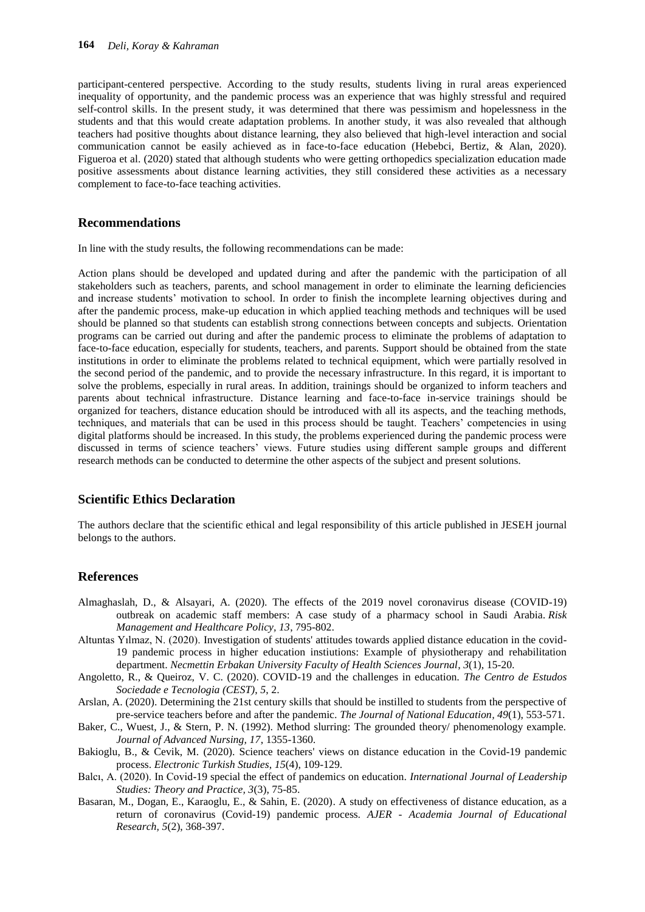participant-centered perspective. According to the study results, students living in rural areas experienced inequality of opportunity, and the pandemic process was an experience that was highly stressful and required self-control skills. In the present study, it was determined that there was pessimism and hopelessness in the students and that this would create adaptation problems. In another study, it was also revealed that although teachers had positive thoughts about distance learning, they also believed that high-level interaction and social communication cannot be easily achieved as in face-to-face education (Hebebci, Bertiz, & Alan, 2020). Figueroa et al. (2020) stated that although students who were getting orthopedics specialization education made positive assessments about distance learning activities, they still considered these activities as a necessary complement to face-to-face teaching activities.

## Recommendations

In line with the study results, the following recommendations can be made:

Action plans should be developed and updated during and after the pandemic with the participation of all stakeholders such as teachers, parents, and school management in order to eliminate the learning deficiencies and increase students' motivation to school. In order to finish the incomplete learning objectives during and after the pandemic process, make-up education in which applied teaching methods and techniques will be used should be planned so that students can establish strong connections between concepts and subjects. Orientation programs can be carried out during and after the pandemic process to eliminate the problems of adaptation to face-to-face education, especially for students, teachers, and parents. Support should be obtained from the state institutions in order to eliminate the problems related to technical equipment, which were partially resolved in the second period of the pandemic, and to provide the necessary infrastructure. In this regard, it is important to solve the problems, especially in rural areas. In addition, trainings should be organized to inform teachers and parents about technical infrastructure. Distance learning and face-to-face in-service trainings should be organized for teachers, distance education should be introduced with all its aspects, and the teaching methods, techniques, and materials that can be used in this process should be taught. Teachers' competencies in using digital platforms should be increased. In this study, the problems experienced during the pandemic process were discussed in terms of science teachers' views. Future studies using different sample groups and different research methods can be conducted to determine the other aspects of the subject and present solutions.

## Scientific Ethics Declaration

The authors declare that the scientific ethical and legal responsibility of this article published in JESEH journal belongs to the authors.

## References

Almaghaslah, D., & Alsayari, A. (2020). The effects of the 2019 novel coronavirus disease (COVID-19) outbreak on academic staff members: A case study of a pharmacy school in Saudi Arabia. *Risk Management and Healthcare Policy, 13*, 795-802.

Altuntas Yılmaz, N. (2020). Investigation of students' attitudes towards applied distance education in the covid-19 pandemic process in higher education instiutions: Example of physiotherapy and rehabilitation department. *Necmettin Erbakan University Faculty of Health Sciences Journal, 3*(1), 15-20.

Angoletto, R., & Queiroz, V. C. (2020). COVID-19 and the challenges in education. *The Centro de Estudos Sociedade e Tecnologia (CEST), 5*, 2.

Arslan, A. (2020). Determining the 21st century skills that should be instilled to students from the perspective of pre-service teachers before and after the pandemic. *The Journal of National Education, 49*(1), 553-571.

Baker, C., Wuest, J., & Stern, P. N. (1992). Method slurring: The grounded theory/ phenomenology example. *Journal of Advanced Nursing, 17*, 1355-1360.

Bakioglu, B., & Cevik, M. (2020). Science teachers' views on distance education in the Covid-19 pandemic process. *Electronic Turkish Studies, 15*(4), 109-129.

Balcı, A. (2020). In Covid-19 special the effect of pandemics on education. *International Journal of Leadership Studies: Theory and Practice, 3*(3), 75-85.

Basaran, M., Dogan, E., Karaoglu, E., & Sahin, E. (2020). A study on effectiveness of distance education, as a return of coronavirus (Covid-19) pandemic process. *AJER - Academia Journal of Educational Research, 5*(2), 368-397.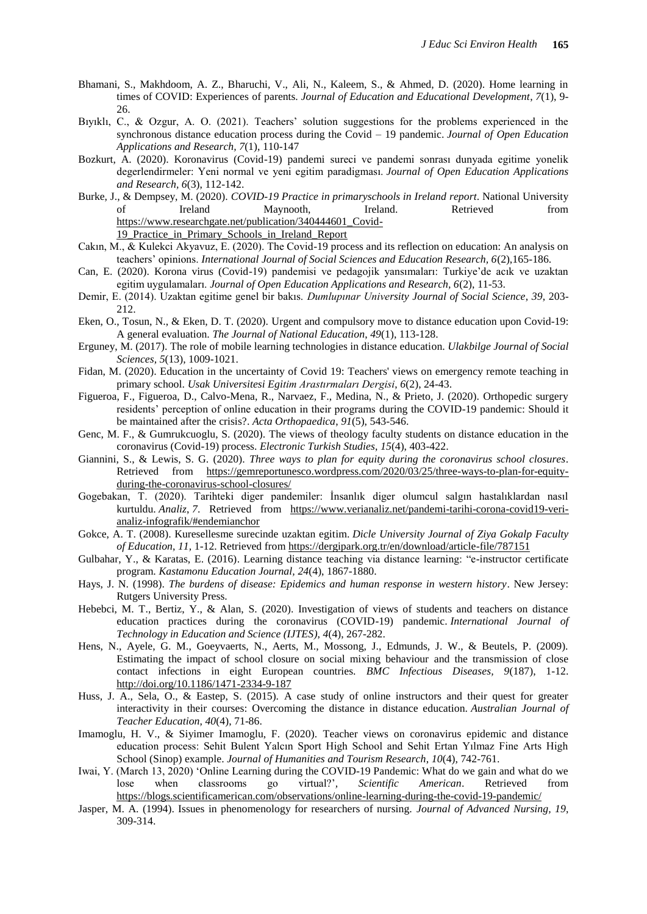Bhamani, S., Makhdoom, A. Z., Bharuchi, V., Ali, N., Kaleem, S., & Ahmed, D. (2020). Home learning in times of COVID: Experiences of parents. *Journal of Education and Educational Development*, *7*(1), 9-26.

Bıyıklı, C., & Ozgur, A. O. (2021). Teachers' solution suggestions for the problems experienced in the synchronous distance education process during the Covid – 19 pandemic. *Journal of Open Education Applications and Research, 7*(1), 110-147

Bozkurt, A. (2020). Koronavirus (Covid-19) pandemi sureci ve pandemi sonrası dunyada egitime yonelik degerlendirmeler: Yeni normal ve yeni egitim paradigması. *Journal of Open Education Applications and Research*, *6*(3), 112-142.

Burke, J., & Dempsey, M. (2020). *COVID-19 Practice in primaryschools in Ireland report*. National University of Ireland Maynooth, Ireland. Retrieved from https://www.researchgate.net/publication/340444601_Covid-19_Practice_in_Primary_Schools_in_Ireland_Report

Cakın, M., & Kulekci Akyavuz, E. (2020). The Covid-19 process and its reflection on education: An analysis on teachers' opinions. *International Journal of Social Sciences and Education Research, 6*(2),165-186.

Can, E. (2020). Korona virus (Covid-19) pandemisi ve pedagojik yansımaları: Turkiye'de acık ve uzaktan egitim uygulamaları. *Journal of Open Education Applications and Research, 6*(2), 11-53.

Demir, E. (2014). Uzaktan egitime genel bir bakıs. *Dumlupınar University Journal of Social Science*, *39*, 203-212.

Eken, O., Tosun, N., & Eken, D. T. (2020). Urgent and compulsory move to distance education upon Covid-19: A general evaluation. *The Journal of National Education*, *49*(1), 113-128.

Erguney, M. (2017). The role of mobile learning technologies in distance education. *Ulakbilge Journal of Social Sciences, 5*(13), 1009-1021.

Fidan, M. (2020). Education in the uncertainty of Covid 19: Teachers' views on emergency remote teaching in primary school. *Usak Universitesi Egitim Arastırmaları Dergisi*, *6*(2), 24-43.

Figueroa, F., Figueroa, D., Calvo-Mena, R., Narvaez, F., Medina, N., & Prieto, J. (2020). Orthopedic surgery residents' perception of online education in their programs during the COVID-19 pandemic: Should it be maintained after the crisis?. *Acta Orthopaedica*, *91*(5), 543-546.

Genc, M. F., & Gumrukcuoglu, S. (2020). The views of theology faculty students on distance education in the coronavirus (Covid-19) process. *Electronic Turkish Studies*, *15*(4), 403-422.

Giannini, S., & Lewis, S. G. (2020). *Three ways to plan for equity during the coronavirus school closures*. Retrieved from https://gemreportunesco.wordpress.com/2020/03/25/three-ways-to-plan-for-equity-during-the-coronavirus-school-closures/

Gogebakan, T. (2020). Tarihteki diger pandemiler: İnsanlık diger olumcul salgın hastalıklardan nasıl kurtuldu. *Analiz*, *7*. Retrieved from https://www.verianaliz.net/pandemi-tarihi-corona-covid19-veri-analiz-infografik/#endemianchor

Gokce, A. T. (2008). Kuresellesme surecinde uzaktan egitim. *Dicle University Journal of Ziya Gokalp Faculty of Education*, *11,* 1-12. Retrieved from https://dergipark.org.tr/en/download/article-file/787151

Gulbahar, Y., & Karatas, E. (2016). Learning distance teaching via distance learning: "e-instructor certificate program. *Kastamonu Education Journal, 24*(4), 1867-1880.

Hays, J. N. (1998). *The burdens of disease: Epidemics and human response in western history*. New Jersey: Rutgers University Press.

Hebebci, M. T., Bertiz, Y., & Alan, S. (2020). Investigation of views of students and teachers on distance education practices during the coronavirus (COVID-19) pandemic. *International Journal of Technology in Education and Science (IJTES)*, *4*(4), 267-282.

Hens, N., Ayele, G. M., Goeyvaerts, N., Aerts, M., Mossong, J., Edmunds, J. W., & Beutels, P. (2009). Estimating the impact of school closure on social mixing behaviour and the transmission of close contact infections in eight European countries. *BMC Infectious Diseases, 9*(187), 1-12. http://doi.org/10.1186/1471-2334-9-187

Huss, J. A., Sela, O., & Eastep, S. (2015). A case study of online instructors and their quest for greater interactivity in their courses: Overcoming the distance in distance education. *Australian Journal of Teacher Education*, *40*(4), 71-86.

Imamoglu, H. V., & Siyimer Imamoglu, F. (2020). Teacher views on coronavirus epidemic and distance education process: Sehit Bulent Yalcın Sport High School and Sehit Ertan Yılmaz Fine Arts High School (Sinop) example. *Journal of Humanities and Tourism Research*, *10*(4), 742-761.

Iwai, Y. (March 13, 2020) 'Online Learning during the COVID-19 Pandemic: What do we gain and what do we lose when classrooms go virtual?', *Scientific American*. Retrieved from https://blogs.scientificamerican.com/observations/online-learning-during-the-covid-19-pandemic/

Jasper, M. A. (1994). Issues in phenomenology for researchers of nursing. *Journal of Advanced Nursing*, *19*, 309-314.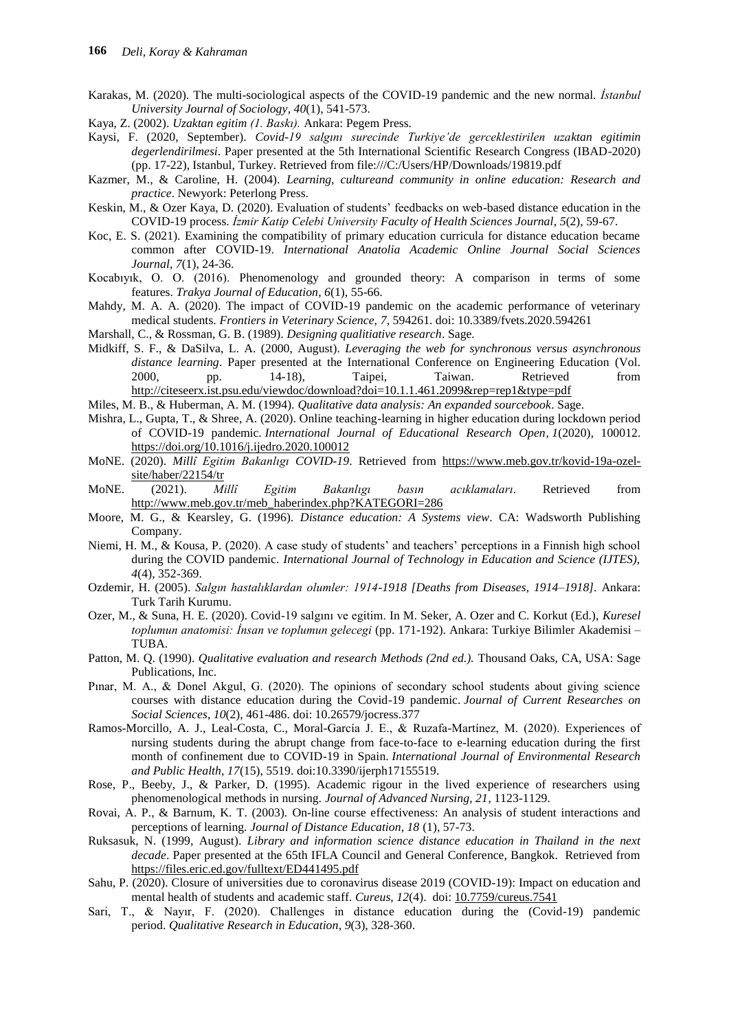Karakas, M. (2020). The multi-sociological aspects of the COVID-19 pandemic and the new normal. *İstanbul University Journal of Sociology*, *40*(1), 541-573.

Kaya, Z. (2002). *Uzaktan egitim (1. Baskı).* Ankara: Pegem Press.

Kaysi, F. (2020, September). *Covid-19 salgını surecinde Turkiye'de gerceklestirilen uzaktan egitimin degerlendirilmesi*. Paper presented at the 5th International Scientific Research Congress (IBAD-2020) (pp. 17-22), Istanbul, Turkey. Retrieved from file:///C:/Users/HP/Downloads/19819.pdf

Kazmer, M., & Caroline, H. (2004). *Learning, cultureand community in online education: Research and practice*. Newyork: Peterlong Press.

Keskin, M., & Ozer Kaya, D. (2020). Evaluation of students' feedbacks on web-based distance education in the COVID-19 process. *İzmir Katip Celebi University Faculty of Health Sciences Journal*, *5*(2), 59-67.

Koc, E. S. (2021). Examining the compatibility of primary education curricula for distance education became common after COVID-19. *International Anatolia Academic Online Journal Social Sciences Journal*, *7*(1), 24-36.

Kocabıyık, O. O. (2016). Phenomenology and grounded theory: A comparison in terms of some features. *Trakya Journal of Education*, *6*(1), 55-66.

Mahdy, M. A. A. (2020). The impact of COVID-19 pandemic on the academic performance of veterinary medical students. *Frontiers in Veterinary Science, 7*, 594261. doi: 10.3389/fvets.2020.594261

Marshall, C., & Rossman, G. B. (1989). *Designing qualitiative research*. Sage.

Midkiff, S. F., & DaSilva, L. A. (2000, August). *Leveraging the web for synchronous versus asynchronous distance learning*. Paper presented at the International Conference on Engineering Education (Vol. 2000, pp. 14-18), Taipei, Taiwan. Retrieved from http://citeseerx.ist.psu.edu/viewdoc/download?doi=10.1.1.461.2099&rep=rep1&type=pdf

Miles, M. B., & Huberman, A. M. (1994). *Qualitative data analysis: An expanded sourcebook*. Sage.

Mishra, L., Gupta, T., & Shree, A. (2020). Online teaching-learning in higher education during lockdown period of COVID-19 pandemic. *International Journal of Educational Research Open*, *1*(2020), 100012. https://doi.org/10.1016/j.ijedro.2020.100012

MoNE. (2020). *Millî Egitim Bakanlıgı COVID-19*. Retrieved from https://www.meb.gov.tr/kovid-19a-ozel-site/haber/22154/tr

MoNE. (2021). *Millî Egitim Bakanlıgı basın acıklamaları*. Retrieved from http://www.meb.gov.tr/meb_haberindex.php?KATEGORI=286

Moore, M. G., & Kearsley, G. (1996). *Distance education: A Systems view*. CA: Wadsworth Publishing Company.

Niemi, H. M., & Kousa, P. (2020). A case study of students' and teachers' perceptions in a Finnish high school during the COVID pandemic. *International Journal of Technology in Education and Science (IJTES), 4*(4), 352-369.

Ozdemir, H. (2005). *Salgın hastalıklardan olumler: 1914-1918 [Deaths from Diseases, 1914–1918]*. Ankara: Turk Tarih Kurumu.

Ozer, M., & Suna, H. E. (2020). Covid-19 salgını ve egitim. In M. Seker, A. Ozer and C. Korkut (Ed.), *Kuresel toplumun anatomisi: İnsan ve toplumun gelecegi* (pp. 171-192). Ankara: Turkiye Bilimler Akademisi – TUBA.

Patton, M. Q. (1990). *Qualitative evaluation and research Methods (2nd ed.).* Thousand Oaks, CA, USA: Sage Publications, Inc.

Pınar, M. A., & Donel Akgul, G. (2020). The opinions of secondary school students about giving science courses with distance education during the Covid-19 pandemic. *Journal of Current Researches on Social Sciences*, *10*(2), 461-486. doi: 10.26579/jocress.377

Ramos-Morcillo, A. J., Leal-Costa, C., Moral-García J. E., & Ruzafa-Martínez, M. (2020). Experiences of nursing students during the abrupt change from face-to-face to e-learning education during the first month of confinement due to COVID-19 in Spain. *International Journal of Environmental Research and Public Health, 17*(15), 5519. doi:10.3390/ijerph17155519.

Rose, P., Beeby, J., & Parker, D. (1995). Academic rigour in the lived experience of researchers using phenomenological methods in nursing. *Journal of Advanced Nursing, 21*, 1123-1129.

Rovai, A. P., & Barnum, K. T. (2003). On-line course effectiveness: An analysis of student interactions and perceptions of learning. *Journal of Distance Education, 18* (1), 57-73.

Ruksasuk, N. (1999, August). *Library and information science distance education in Thailand in the next decade*. Paper presented at the 65th IFLA Council and General Conference, Bangkok. Retrieved from https://files.eric.ed.gov/fulltext/ED441495.pdf

Sahu, P. (2020). Closure of universities due to coronavirus disease 2019 (COVID-19): Impact on education and mental health of students and academic staff. *Cureus, 12*(4). doi: 10.7759/cureus.7541

Sari, T., & Nayır, F. (2020). Challenges in distance education during the (Covid-19) pandemic period. *Qualitative Research in Education*, *9*(3), 328-360.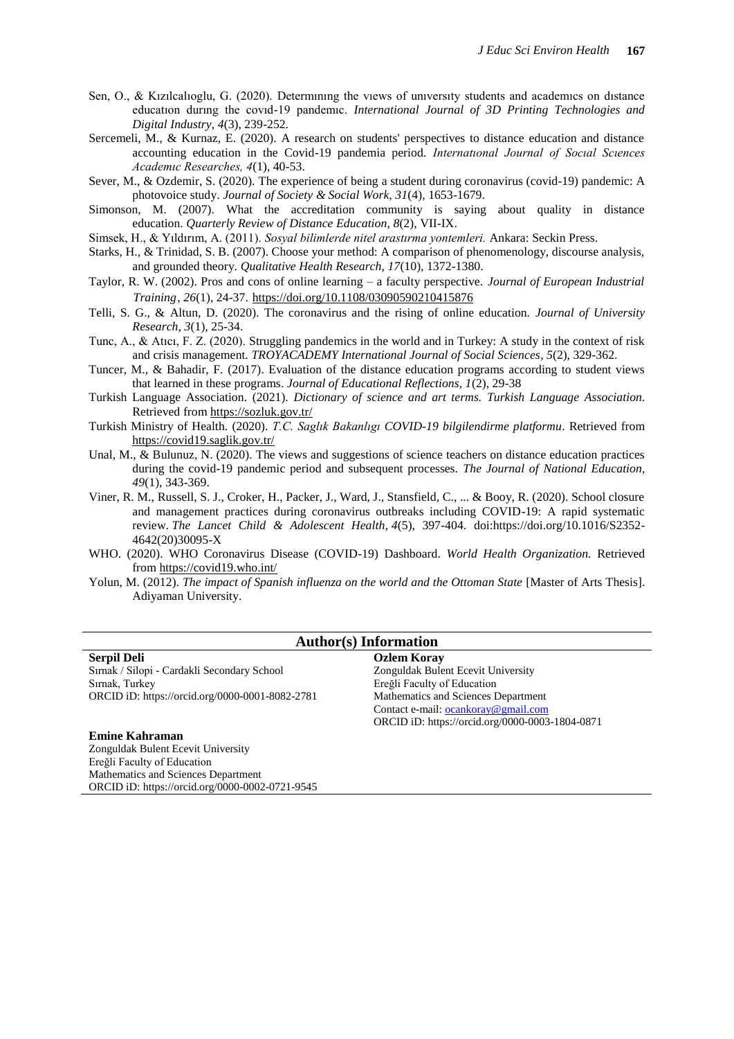Sen, O., & Kızılcalıoglu, G. (2020). Determınıng the vıews of unıversıty students and academıcs on dıstance educatıon durıng the covıd-19 pandemıc. *International Journal of 3D Printing Technologies and Digital Industry*, *4*(3), 239-252.

Sercemeli, M., & Kurnaz, E. (2020). A research on students' perspectives to distance education and distance accounting education in the Covid-19 pandemia period. *Internatıonal Journal of Socıal Scıences Academıc Researches, 4*(1), 40-53.

Sever, M., & Ozdemir, S. (2020). The experience of being a student during coronavirus (covid-19) pandemic: A photovoice study. *Journal of Society & Social Work, 31*(4), 1653-1679.

Simonson, M. (2007). What the accreditation community is saying about quality in distance education. *Quarterly Review of Distance Education, 8*(2), VII-IX.

Simsek, H., & Yıldırım, A. (2011). *Sosyal bilimlerde nitel arastırma yontemleri.* Ankara: Seckin Press.

Starks, H., & Trinidad, S. B. (2007). Choose your method: A comparison of phenomenology, discourse analysis, and grounded theory. *Qualitative Health Research, 17*(10), 1372-1380.

Taylor, R. W. (2002). Pros and cons of online learning – a faculty perspective. *Journal of European Industrial Training*, *26*(1), 24-37. https://doi.org/10.1108/03090590210415876

Telli, S. G., & Altun, D. (2020). The coronavirus and the rising of online education. *Journal of University Research, 3*(1), 25-34.

Tunc, A., & Atıcı, F. Z. (2020). Struggling pandemics in the world and in Turkey: A study in the context of risk and crisis management. *TROYACADEMY International Journal of Social Sciences*, *5*(2), 329-362.

Tuncer, M., & Bahadir, F. (2017). Evaluation of the distance education programs according to student views that learned in these programs. *Journal of Educational Reflections, 1*(2), 29-38

Turkish Language Association. (2021). *Dictionary of science and art terms. Turkish Language Association.* Retrieved from https://sozluk.gov.tr/

Turkish Ministry of Health. (2020). *T.C. Saglık Bakanlıgı COVID-19 bilgilendirme platformu*. Retrieved from https://covid19.saglik.gov.tr/

Unal, M., & Bulunuz, N. (2020). The views and suggestions of science teachers on distance education practices during the covid-19 pandemic period and subsequent processes. *The Journal of National Education, 49*(1), 343-369.

Viner, R. M., Russell, S. J., Croker, H., Packer, J., Ward, J., Stansfield, C., ... & Booy, R. (2020). School closure and management practices during coronavirus outbreaks including COVID-19: A rapid systematic review. *The Lancet Child & Adolescent Health*, *4*(5), 397-404. doi:https://doi.org/10.1016/S2352-4642(20)30095-X

WHO. (2020). WHO Coronavirus Disease (COVID-19) Dashboard. *World Health Organization.* Retrieved from https://covid19.who.int/

Yolun, M. (2012). *The impact of Spanish influenza on the world and the Ottoman State* [Master of Arts Thesis]. Adiyaman University.

## Author(s) Information

**Serpil Deli**
Sırnak / Silopi - Cardakli Secondary School
Sırnak, Turkey
ORCID iD: https://orcid.org/0000-0001-8082-2781

**Ozlem Koray**
Zonguldak Bulent Ecevit University
Ereğli Faculty of Education
Mathematics and Sciences Department
Contact e-mail: ocankoray@gmail.com
ORCID iD: https://orcid.org/0000-0003-1804-0871

**Emine Kahraman**
Zonguldak Bulent Ecevit University
Ereğli Faculty of Education
Mathematics and Sciences Department
ORCID iD: https://orcid.org/0000-0002-0721-9545